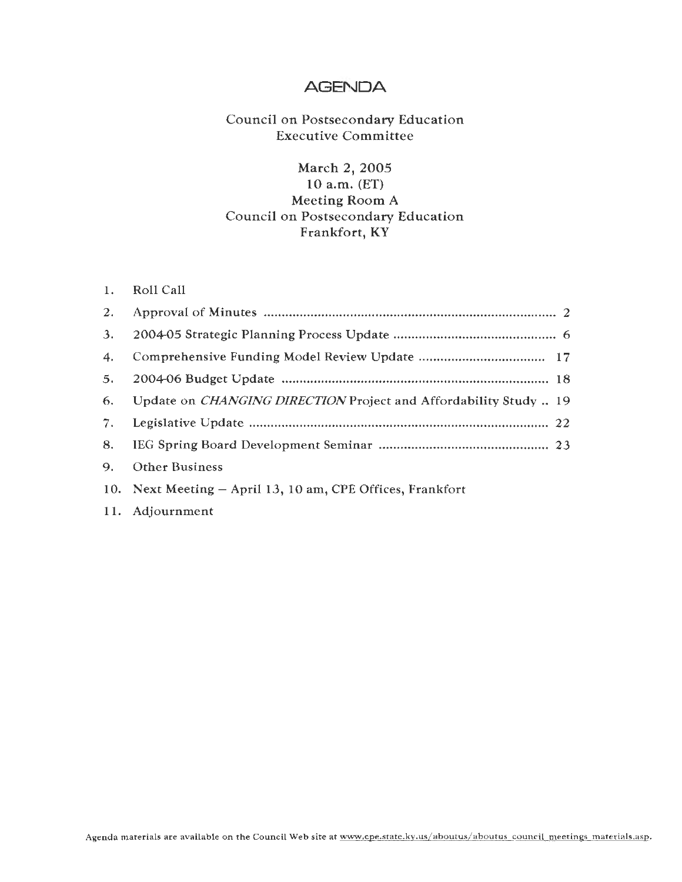# AGENDA

Council on Postsecondary Education
Executive Committee

March 2, 2005
10 a.m. (ET)
Meeting Room A
Council on Postsecondary Education
Frankfort, KY

1. Roll Call
2. Approval of Minutes .................................................................................. 2
3. 2004-05 Strategic Planning Process Update ............................................. 6
4. Comprehensive Funding Model Review Update .................................. 17
5. 2004-06 Budget Update ......................................................................... 18
6. Update on *CHANGING DIRECTION* Project and Affordability Study .. 19
7. Legislative Update ................................................................................... 22
8. IEG Spring Board Development Seminar ............................................... 23
9. Other Business
10. Next Meeting – April 13, 10 am, CPE Offices, Frankfort
11. Adjournment

Agenda materials are available on the Council Web site at www.cpe.state.ky.us/aboutus/aboutus_council_meetings_materials.asp.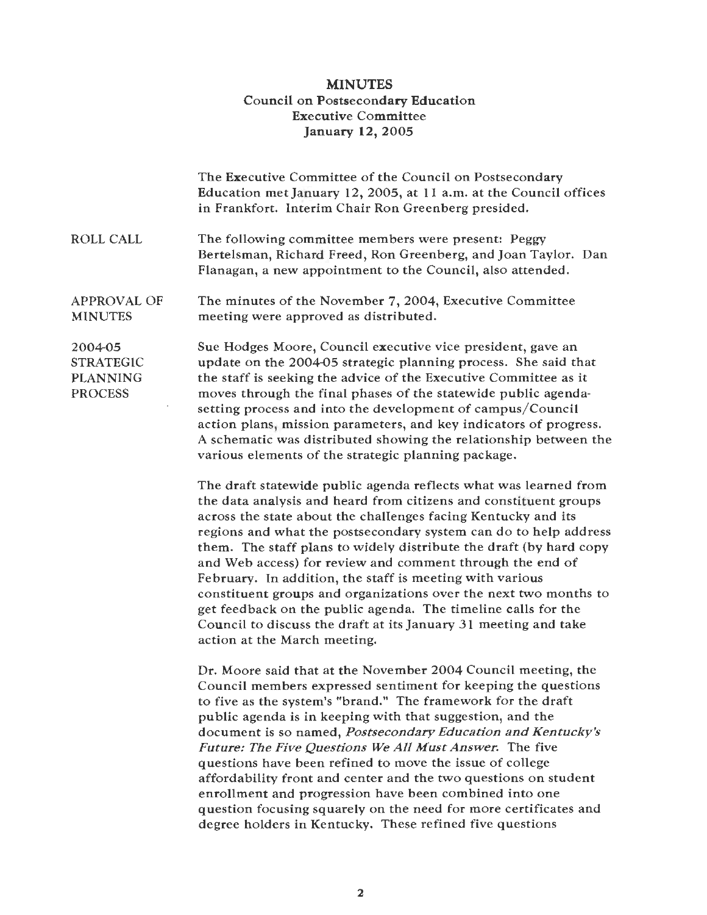# MINUTES
## Council on Postsecondary Education
## Executive Committee
## January 12, 2005

The Executive Committee of the Council on Postsecondary Education met January 12, 2005, at 11 a.m. at the Council offices in Frankfort. Interim Chair Ron Greenberg presided.

**ROLL CALL**

The following committee members were present: Peggy Bertelsman, Richard Freed, Ron Greenberg, and Joan Taylor. Dan Flanagan, a new appointment to the Council, also attended.

**APPROVAL OF MINUTES**

The minutes of the November 7, 2004, Executive Committee meeting were approved as distributed.

**2004-05 STRATEGIC PLANNING PROCESS**

Sue Hodges Moore, Council executive vice president, gave an update on the 2004-05 strategic planning process. She said that the staff is seeking the advice of the Executive Committee as it moves through the final phases of the statewide public agenda-setting process and into the development of campus/Council action plans, mission parameters, and key indicators of progress. A schematic was distributed showing the relationship between the various elements of the strategic planning package.

The draft statewide public agenda reflects what was learned from the data analysis and heard from citizens and constituent groups across the state about the challenges facing Kentucky and its regions and what the postsecondary system can do to help address them. The staff plans to widely distribute the draft (by hard copy and Web access) for review and comment through the end of February. In addition, the staff is meeting with various constituent groups and organizations over the next two months to get feedback on the public agenda. The timeline calls for the Council to discuss the draft at its January 31 meeting and take action at the March meeting.

Dr. Moore said that at the November 2004 Council meeting, the Council members expressed sentiment for keeping the questions to five as the system's "brand." The framework for the draft public agenda is in keeping with that suggestion, and the document is so named, *Postsecondary Education and Kentucky's Future: The Five Questions We All Must Answer.* The five questions have been refined to move the issue of college affordability front and center and the two questions on student enrollment and progression have been combined into one question focusing squarely on the need for more certificates and degree holders in Kentucky. These refined five questions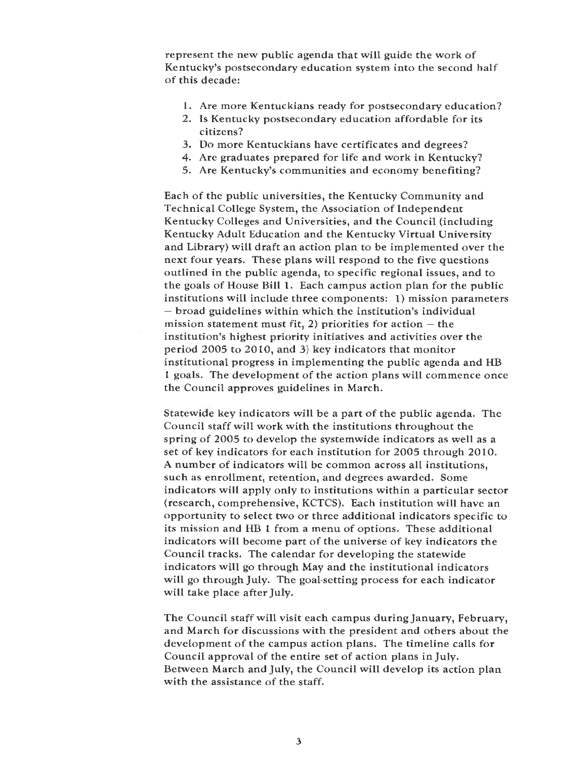represent the new public agenda that will guide the work of Kentucky's postsecondary education system into the second half of this decade:

1. Are more Kentuckians ready for postsecondary education?
2. Is Kentucky postsecondary education affordable for its citizens?
3. Do more Kentuckians have certificates and degrees?
4. Are graduates prepared for life and work in Kentucky?
5. Are Kentucky's communities and economy benefiting?

Each of the public universities, the Kentucky Community and Technical College System, the Association of Independent Kentucky Colleges and Universities, and the Council (including Kentucky Adult Education and the Kentucky Virtual University and Library) will draft an action plan to be implemented over the next four years. These plans will respond to the five questions outlined in the public agenda, to specific regional issues, and to the goals of House Bill 1. Each campus action plan for the public institutions will include three components: 1) mission parameters – broad guidelines within which the institution's individual mission statement must fit, 2) priorities for action – the institution's highest priority initiatives and activities over the period 2005 to 2010, and 3) key indicators that monitor institutional progress in implementing the public agenda and HB 1 goals. The development of the action plans will commence once the Council approves guidelines in March.

Statewide key indicators will be a part of the public agenda. The Council staff will work with the institutions throughout the spring of 2005 to develop the systemwide indicators as well as a set of key indicators for each institution for 2005 through 2010. A number of indicators will be common across all institutions, such as enrollment, retention, and degrees awarded. Some indicators will apply only to institutions within a particular sector (research, comprehensive, KCTCS). Each institution will have an opportunity to select two or three additional indicators specific to its mission and HB 1 from a menu of options. These additional indicators will become part of the universe of key indicators the Council tracks. The calendar for developing the statewide indicators will go through May and the institutional indicators will go through July. The goal-setting process for each indicator will take place after July.

The Council staff will visit each campus during January, February, and March for discussions with the president and others about the development of the campus action plans. The timeline calls for Council approval of the entire set of action plans in July. Between March and July, the Council will develop its action plan with the assistance of the staff.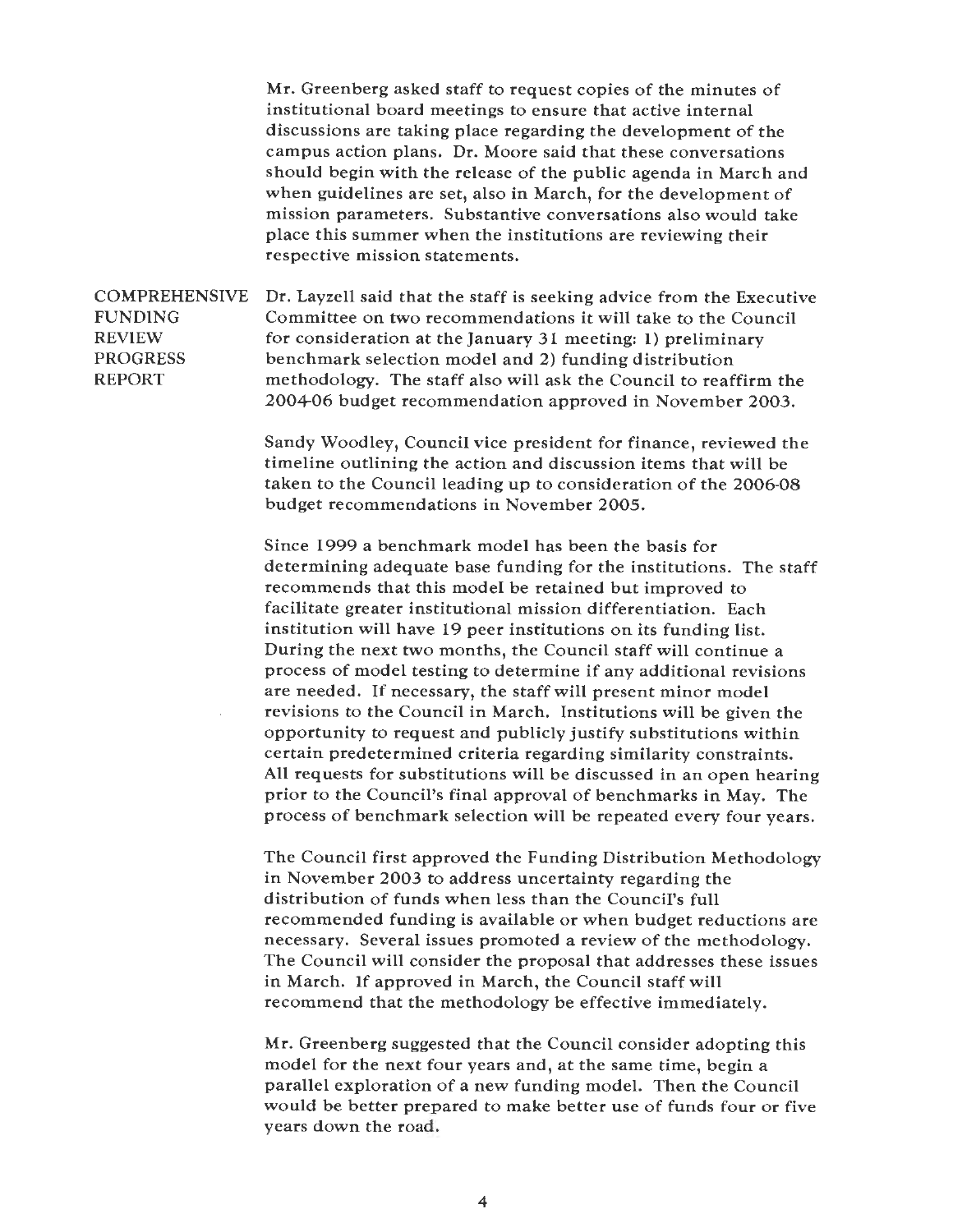Mr. Greenberg asked staff to request copies of the minutes of institutional board meetings to ensure that active internal discussions are taking place regarding the development of the campus action plans. Dr. Moore said that these conversations should begin with the release of the public agenda in March and when guidelines are set, also in March, for the development of mission parameters. Substantive conversations also would take place this summer when the institutions are reviewing their respective mission statements.

**COMPREHENSIVE FUNDING REVIEW PROGRESS REPORT**

Dr. Layzell said that the staff is seeking advice from the Executive Committee on two recommendations it will take to the Council for consideration at the January 31 meeting: 1) preliminary benchmark selection model and 2) funding distribution methodology. The staff also will ask the Council to reaffirm the 2004-06 budget recommendation approved in November 2003.

Sandy Woodley, Council vice president for finance, reviewed the timeline outlining the action and discussion items that will be taken to the Council leading up to consideration of the 2006-08 budget recommendations in November 2005.

Since 1999 a benchmark model has been the basis for determining adequate base funding for the institutions. The staff recommends that this model be retained but improved to facilitate greater institutional mission differentiation. Each institution will have 19 peer institutions on its funding list. During the next two months, the Council staff will continue a process of model testing to determine if any additional revisions are needed. If necessary, the staff will present minor model revisions to the Council in March. Institutions will be given the opportunity to request and publicly justify substitutions within certain predetermined criteria regarding similarity constraints. All requests for substitutions will be discussed in an open hearing prior to the Council's final approval of benchmarks in May. The process of benchmark selection will be repeated every four years.

The Council first approved the Funding Distribution Methodology in November 2003 to address uncertainty regarding the distribution of funds when less than the Council's full recommended funding is available or when budget reductions are necessary. Several issues promoted a review of the methodology. The Council will consider the proposal that addresses these issues in March. If approved in March, the Council staff will recommend that the methodology be effective immediately.

Mr. Greenberg suggested that the Council consider adopting this model for the next four years and, at the same time, begin a parallel exploration of a new funding model. Then the Council would be better prepared to make better use of funds four or five years down the road.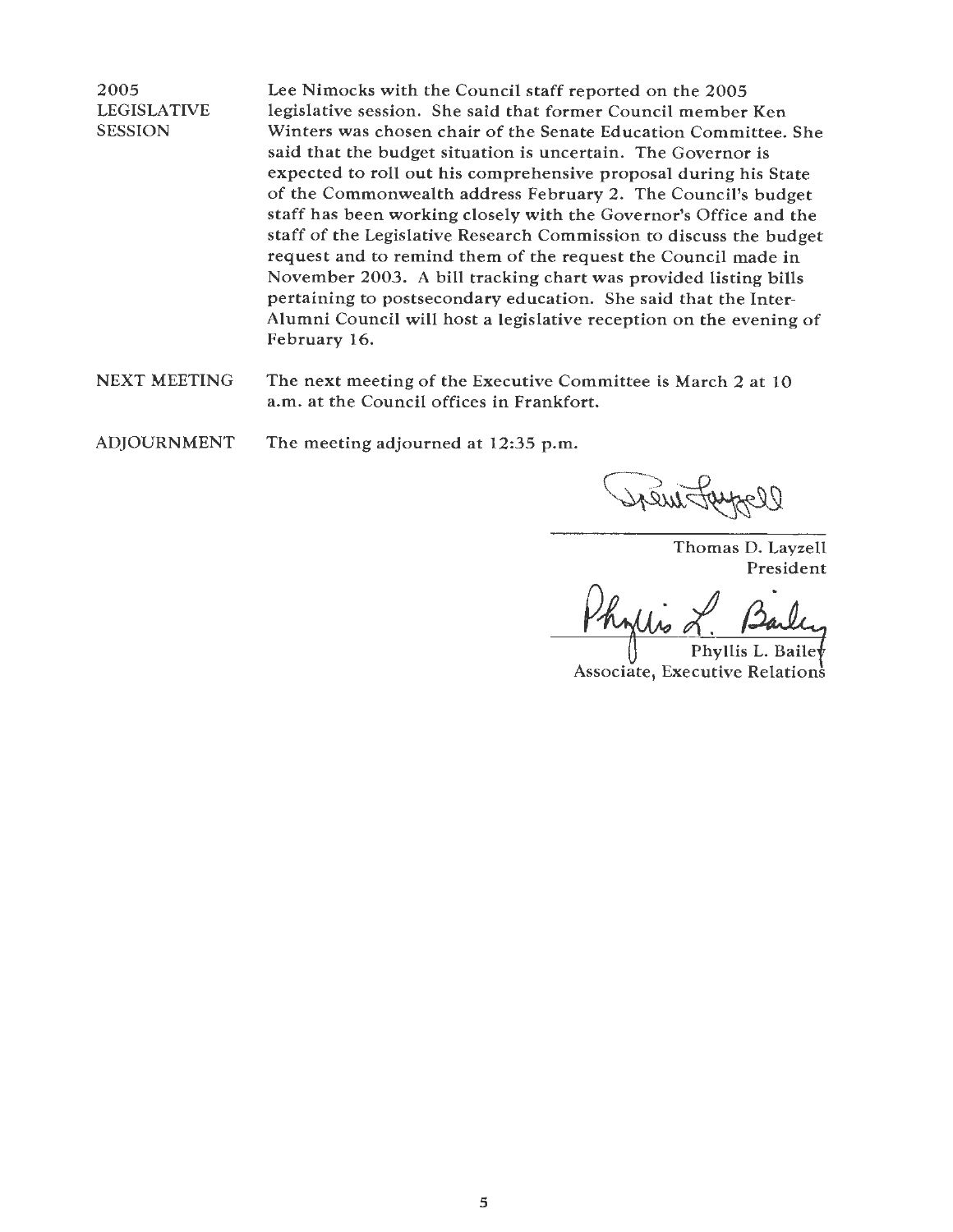**2005 LEGISLATIVE SESSION**

Lee Nimocks with the Council staff reported on the 2005 legislative session. She said that former Council member Ken Winters was chosen chair of the Senate Education Committee. She said that the budget situation is uncertain. The Governor is expected to roll out his comprehensive proposal during his State of the Commonwealth address February 2. The Council's budget staff has been working closely with the Governor's Office and the staff of the Legislative Research Commission to discuss the budget request and to remind them of the request the Council made in November 2003. A bill tracking chart was provided listing bills pertaining to postsecondary education. She said that the Inter-Alumni Council will host a legislative reception on the evening of February 16.

**NEXT MEETING**

The next meeting of the Executive Committee is March 2 at 10 a.m. at the Council offices in Frankfort.

**ADJOURNMENT**

The meeting adjourned at 12:35 p.m.

Thomas D. Layzell
President

Phyllis L. Bailey
Associate, Executive Relations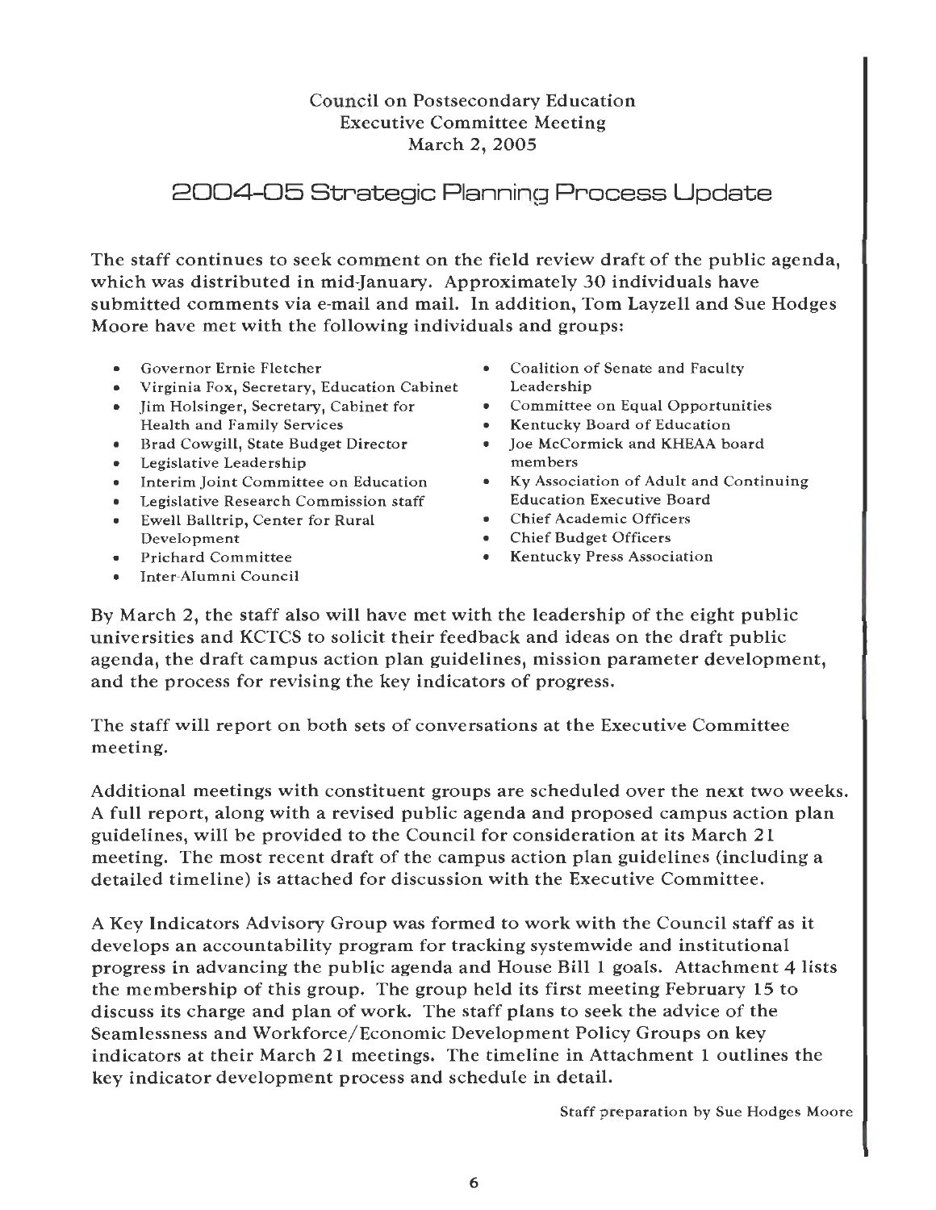Council on Postsecondary Education
Executive Committee Meeting
March 2, 2005

# 2004-05 Strategic Planning Process Update

The staff continues to seek comment on the field review draft of the public agenda, which was distributed in mid-January. Approximately 30 individuals have submitted comments via e-mail and mail. In addition, Tom Layzell and Sue Hodges Moore have met with the following individuals and groups:

- Governor Ernie Fletcher
- Virginia Fox, Secretary, Education Cabinet
- Jim Holsinger, Secretary, Cabinet for Health and Family Services
- Brad Cowgill, State Budget Director
- Legislative Leadership
- Interim Joint Committee on Education
- Legislative Research Commission staff
- Ewell Balltrip, Center for Rural Development
- Prichard Committee
- Inter-Alumni Council
- Coalition of Senate and Faculty Leadership
- Committee on Equal Opportunities
- Kentucky Board of Education
- Joe McCormick and KHEAA board members
- Ky Association of Adult and Continuing Education Executive Board
- Chief Academic Officers
- Chief Budget Officers
- Kentucky Press Association

By March 2, the staff also will have met with the leadership of the eight public universities and KCTCS to solicit their feedback and ideas on the draft public agenda, the draft campus action plan guidelines, mission parameter development, and the process for revising the key indicators of progress.

The staff will report on both sets of conversations at the Executive Committee meeting.

Additional meetings with constituent groups are scheduled over the next two weeks. A full report, along with a revised public agenda and proposed campus action plan guidelines, will be provided to the Council for consideration at its March 21 meeting. The most recent draft of the campus action plan guidelines (including a detailed timeline) is attached for discussion with the Executive Committee.

A Key Indicators Advisory Group was formed to work with the Council staff as it develops an accountability program for tracking systemwide and institutional progress in advancing the public agenda and House Bill 1 goals. Attachment 4 lists the membership of this group. The group held its first meeting February 15 to discuss its charge and plan of work. The staff plans to seek the advice of the Seamlessness and Workforce/Economic Development Policy Groups on key indicators at their March 21 meetings. The timeline in Attachment 1 outlines the key indicator development process and schedule in detail.

Staff preparation by Sue Hodges Moore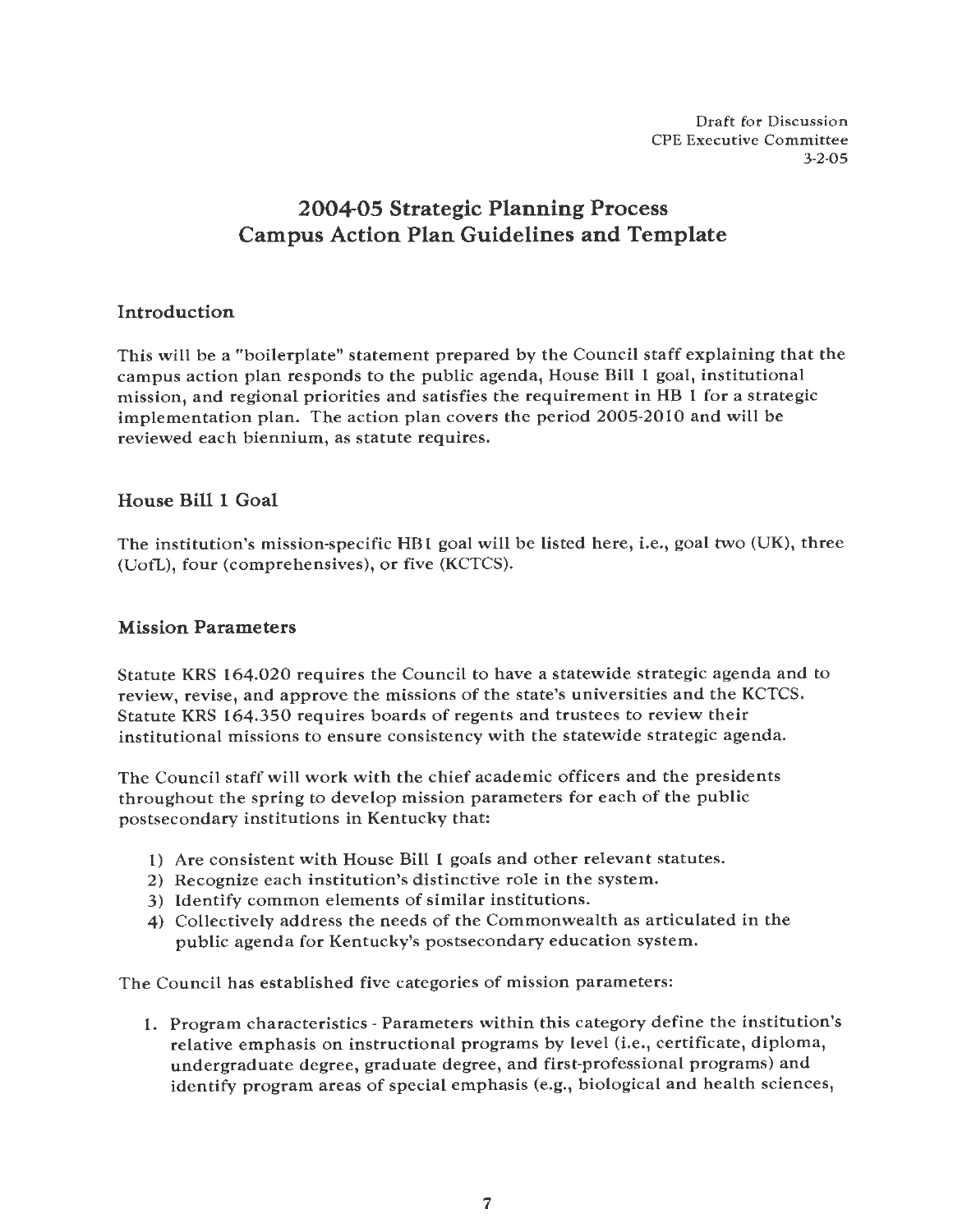Draft for Discussion
CPE Executive Committee
3-2-05

# 2004-05 Strategic Planning Process
# Campus Action Plan Guidelines and Template

## Introduction

This will be a "boilerplate" statement prepared by the Council staff explaining that the campus action plan responds to the public agenda, House Bill 1 goal, institutional mission, and regional priorities and satisfies the requirement in HB 1 for a strategic implementation plan. The action plan covers the period 2005-2010 and will be reviewed each biennium, as statute requires.

## House Bill 1 Goal

The institution's mission-specific HB1 goal will be listed here, i.e., goal two (UK), three (UofL), four (comprehensives), or five (KCTCS).

## Mission Parameters

Statute KRS 164.020 requires the Council to have a statewide strategic agenda and to review, revise, and approve the missions of the state's universities and the KCTCS. Statute KRS 164.350 requires boards of regents and trustees to review their institutional missions to ensure consistency with the statewide strategic agenda.

The Council staff will work with the chief academic officers and the presidents throughout the spring to develop mission parameters for each of the public postsecondary institutions in Kentucky that:

1) Are consistent with House Bill 1 goals and other relevant statutes.
2) Recognize each institution's distinctive role in the system.
3) Identify common elements of similar institutions.
4) Collectively address the needs of the Commonwealth as articulated in the public agenda for Kentucky's postsecondary education system.

The Council has established five categories of mission parameters:

1. Program characteristics - Parameters within this category define the institution's relative emphasis on instructional programs by level (i.e., certificate, diploma, undergraduate degree, graduate degree, and first-professional programs) and identify program areas of special emphasis (e.g., biological and health sciences,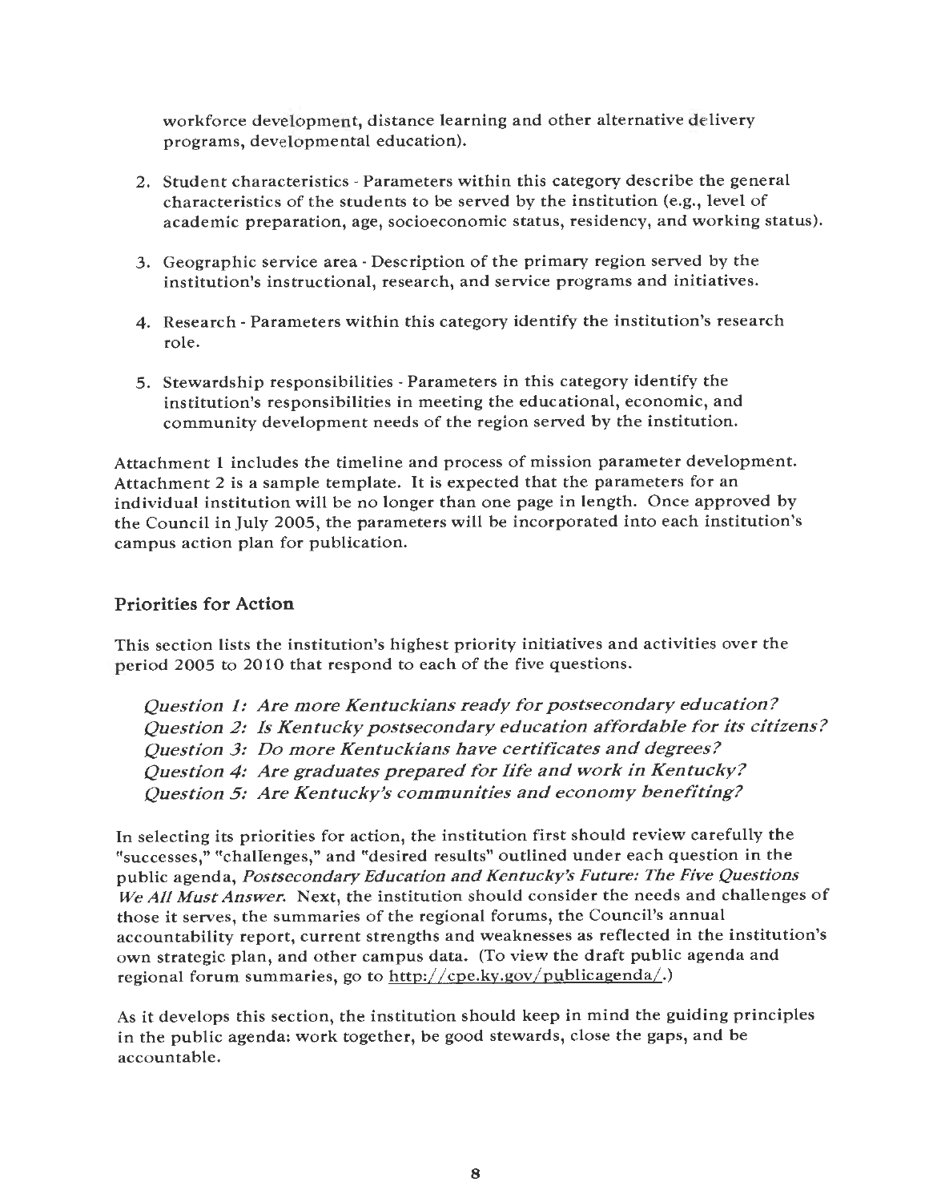workforce development, distance learning and other alternative delivery programs, developmental education).

2. Student characteristics - Parameters within this category describe the general characteristics of the students to be served by the institution (e.g., level of academic preparation, age, socioeconomic status, residency, and working status).

3. Geographic service area - Description of the primary region served by the institution's instructional, research, and service programs and initiatives.

4. Research - Parameters within this category identify the institution's research role.

5. Stewardship responsibilities - Parameters in this category identify the institution's responsibilities in meeting the educational, economic, and community development needs of the region served by the institution.

Attachment 1 includes the timeline and process of mission parameter development. Attachment 2 is a sample template. It is expected that the parameters for an individual institution will be no longer than one page in length. Once approved by the Council in July 2005, the parameters will be incorporated into each institution's campus action plan for publication.

## Priorities for Action

This section lists the institution's highest priority initiatives and activities over the period 2005 to 2010 that respond to each of the five questions.

*Question 1: Are more Kentuckians ready for postsecondary education?*
*Question 2: Is Kentucky postsecondary education affordable for its citizens?*
*Question 3: Do more Kentuckians have certificates and degrees?*
*Question 4: Are graduates prepared for life and work in Kentucky?*
*Question 5: Are Kentucky's communities and economy benefiting?*

In selecting its priorities for action, the institution first should review carefully the "successes," "challenges," and "desired results" outlined under each question in the public agenda, *Postsecondary Education and Kentucky's Future: The Five Questions We All Must Answer.* Next, the institution should consider the needs and challenges of those it serves, the summaries of the regional forums, the Council's annual accountability report, current strengths and weaknesses as reflected in the institution's own strategic plan, and other campus data. (To view the draft public agenda and regional forum summaries, go to http://cpe.ky.gov/publicagenda/.)

As it develops this section, the institution should keep in mind the guiding principles in the public agenda: work together, be good stewards, close the gaps, and be accountable.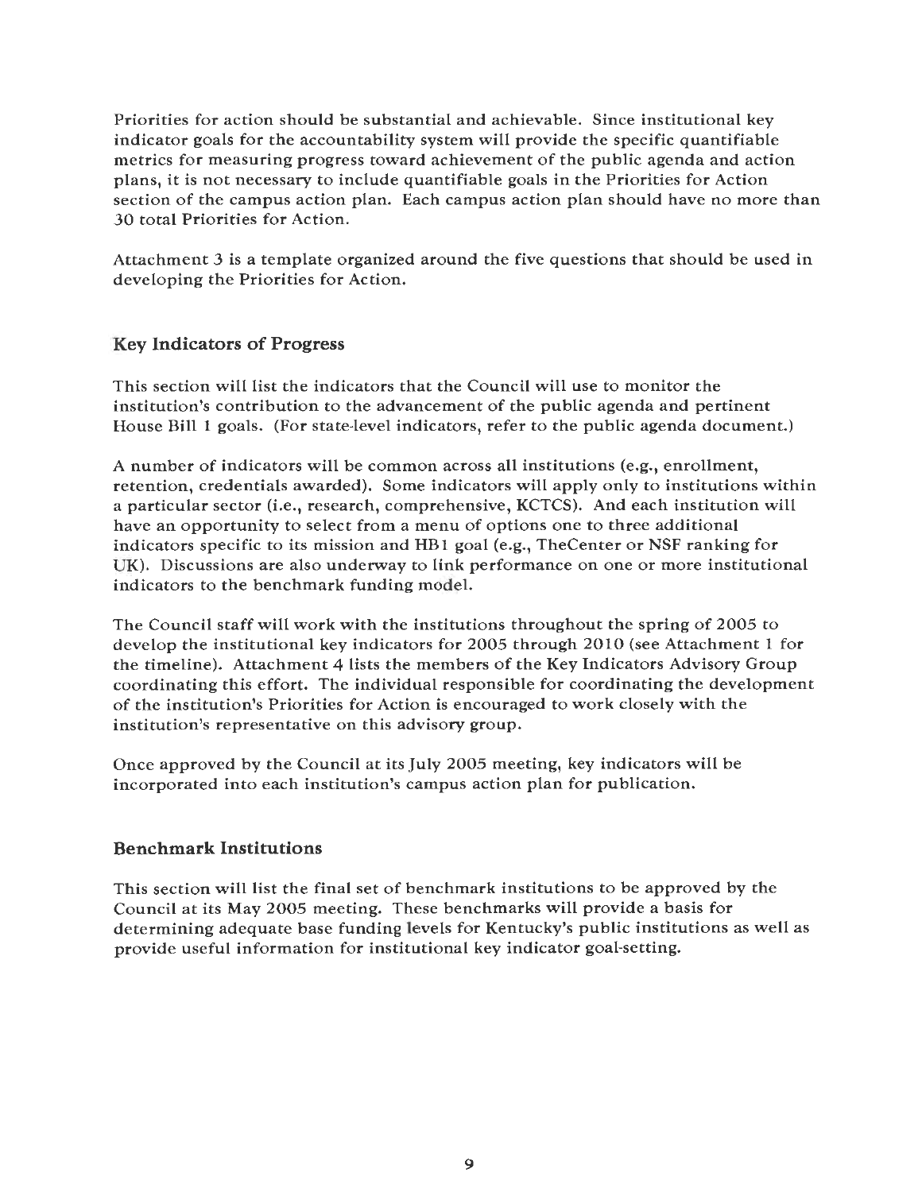Priorities for action should be substantial and achievable. Since institutional key indicator goals for the accountability system will provide the specific quantifiable metrics for measuring progress toward achievement of the public agenda and action plans, it is not necessary to include quantifiable goals in the Priorities for Action section of the campus action plan. Each campus action plan should have no more than 30 total Priorities for Action.

Attachment 3 is a template organized around the five questions that should be used in developing the Priorities for Action.

## Key Indicators of Progress

This section will list the indicators that the Council will use to monitor the institution's contribution to the advancement of the public agenda and pertinent House Bill 1 goals. (For state-level indicators, refer to the public agenda document.)

A number of indicators will be common across all institutions (e.g., enrollment, retention, credentials awarded). Some indicators will apply only to institutions within a particular sector (i.e., research, comprehensive, KCTCS). And each institution will have an opportunity to select from a menu of options one to three additional indicators specific to its mission and HB1 goal (e.g., TheCenter or NSF ranking for UK). Discussions are also underway to link performance on one or more institutional indicators to the benchmark funding model.

The Council staff will work with the institutions throughout the spring of 2005 to develop the institutional key indicators for 2005 through 2010 (see Attachment 1 for the timeline). Attachment 4 lists the members of the Key Indicators Advisory Group coordinating this effort. The individual responsible for coordinating the development of the institution's Priorities for Action is encouraged to work closely with the institution's representative on this advisory group.

Once approved by the Council at its July 2005 meeting, key indicators will be incorporated into each institution's campus action plan for publication.

## Benchmark Institutions

This section will list the final set of benchmark institutions to be approved by the Council at its May 2005 meeting. These benchmarks will provide a basis for determining adequate base funding levels for Kentucky's public institutions as well as provide useful information for institutional key indicator goal-setting.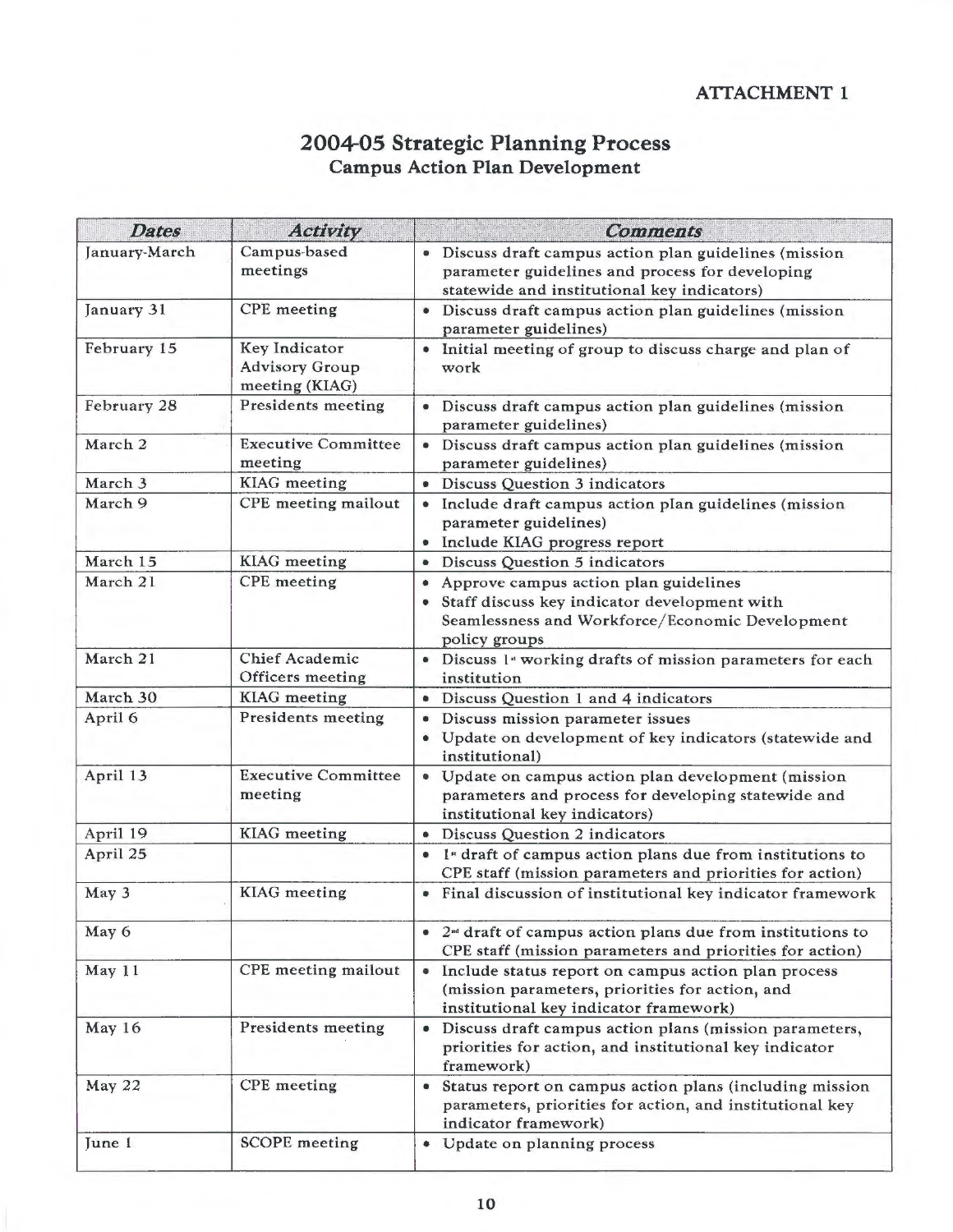ATTACHMENT 1

# 2004-05 Strategic Planning Process

## Campus Action Plan Development

| Dates | Activity | Comments |
|---|---|---|
| January-March | Campus-based meetings | • Discuss draft campus action plan guidelines (mission parameter guidelines and process for developing statewide and institutional key indicators) |
| January 31 | CPE meeting | • Discuss draft campus action plan guidelines (mission parameter guidelines) |
| February 15 | Key Indicator Advisory Group meeting (KIAG) | • Initial meeting of group to discuss charge and plan of work |
| February 28 | Presidents meeting | • Discuss draft campus action plan guidelines (mission parameter guidelines) |
| March 2 | Executive Committee meeting | • Discuss draft campus action plan guidelines (mission parameter guidelines) |
| March 3 | KIAG meeting | • Discuss Question 3 indicators |
| March 9 | CPE meeting mailout | • Include draft campus action plan guidelines (mission parameter guidelines)<br>• Include KIAG progress report |
| March 15 | KIAG meeting | • Discuss Question 5 indicators |
| March 21 | CPE meeting | • Approve campus action plan guidelines<br>• Staff discuss key indicator development with Seamlessness and Workforce/Economic Development policy groups |
| March 21 | Chief Academic Officers meeting | • Discuss 1st working drafts of mission parameters for each institution |
| March 30 | KIAG meeting | • Discuss Question 1 and 4 indicators |
| April 6 | Presidents meeting | • Discuss mission parameter issues<br>• Update on development of key indicators (statewide and institutional) |
| April 13 | Executive Committee meeting | • Update on campus action plan development (mission parameters and process for developing statewide and institutional key indicators) |
| April 19 | KIAG meeting | • Discuss Question 2 indicators |
| April 25 | | • 1st draft of campus action plans due from institutions to CPE staff (mission parameters and priorities for action) |
| May 3 | KIAG meeting | • Final discussion of institutional key indicator framework |
| May 6 | | • 2nd draft of campus action plans due from institutions to CPE staff (mission parameters and priorities for action) |
| May 11 | CPE meeting mailout | • Include status report on campus action plan process (mission parameters, priorities for action, and institutional key indicator framework) |
| May 16 | Presidents meeting | • Discuss draft campus action plans (mission parameters, priorities for action, and institutional key indicator framework) |
| May 22 | CPE meeting | • Status report on campus action plans (including mission parameters, priorities for action, and institutional key indicator framework) |
| June 1 | SCOPE meeting | • Update on planning process |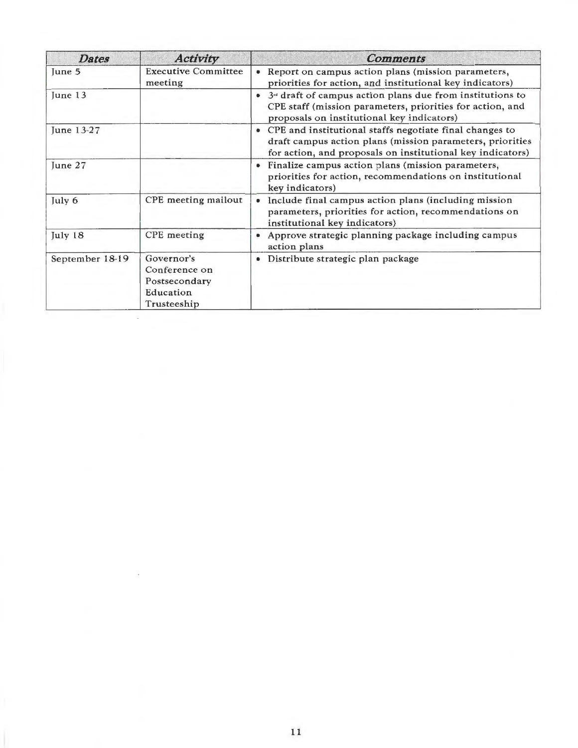| *Dates* | *Activity* | *Comments* |
|---|---|---|
| June 5 | Executive Committee meeting | • Report on campus action plans (mission parameters, priorities for action, and institutional key indicators) |
| June 13 | | • 3rd draft of campus action plans due from institutions to CPE staff (mission parameters, priorities for action, and proposals on institutional key indicators) |
| June 13-27 | | • CPE and institutional staffs negotiate final changes to draft campus action plans (mission parameters, priorities for action, and proposals on institutional key indicators) |
| June 27 | | • Finalize campus action plans (mission parameters, priorities for action, recommendations on institutional key indicators) |
| July 6 | CPE meeting mailout | • Include final campus action plans (including mission parameters, priorities for action, recommendations on institutional key indicators) |
| July 18 | CPE meeting | • Approve strategic planning package including campus action plans |
| September 18-19 | Governor's Conference on Postsecondary Education Trusteeship | • Distribute strategic plan package |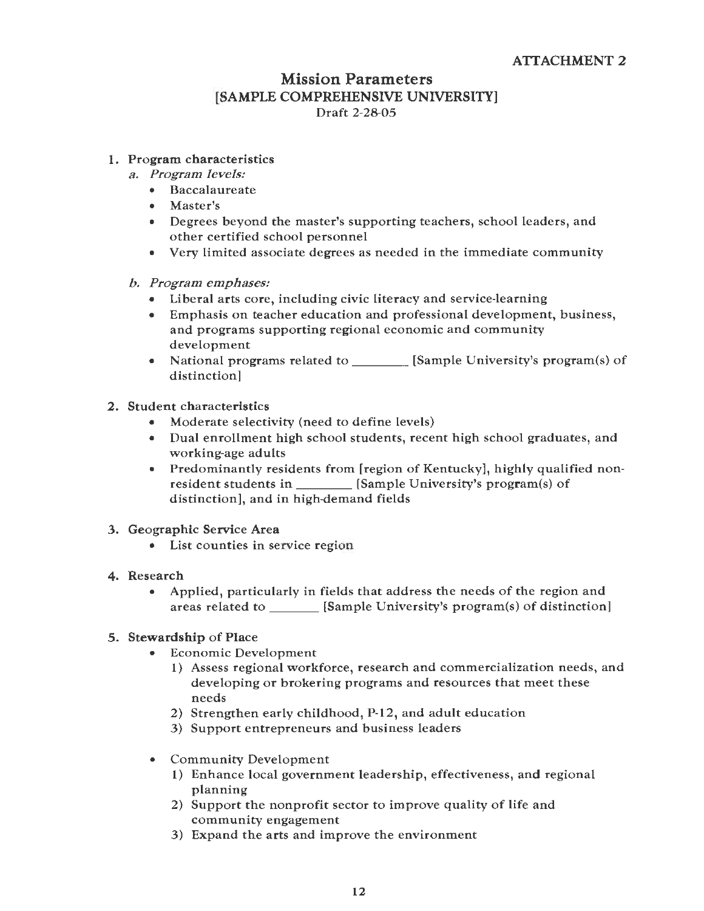ATTACHMENT 2

# Mission Parameters
## [SAMPLE COMPREHENSIVE UNIVERSITY]
Draft 2-28-05

1. **Program characteristics**
   a. *Program levels:*
      - Baccalaureate
      - Master's
      - Degrees beyond the master's supporting teachers, school leaders, and other certified school personnel
      - Very limited associate degrees as needed in the immediate community

   b. *Program emphases:*
      - Liberal arts core, including civic literacy and service-learning
      - Emphasis on teacher education and professional development, business, and programs supporting regional economic and community development
      - National programs related to ________ [Sample University's program(s) of distinction]

2. **Student characteristics**
   - Moderate selectivity (need to define levels)
   - Dual enrollment high school students, recent high school graduates, and working-age adults
   - Predominantly residents from [region of Kentucky], highly qualified non-resident students in ________ [Sample University's program(s) of distinction], and in high-demand fields

3. **Geographic Service Area**
   - List counties in service region

4. **Research**
   - Applied, particularly in fields that address the needs of the region and areas related to _______ [Sample University's program(s) of distinction]

5. **Stewardship of Place**
   - Economic Development
     1) Assess regional workforce, research and commercialization needs, and developing or brokering programs and resources that meet these needs
     2) Strengthen early childhood, P-12, and adult education
     3) Support entrepreneurs and business leaders

   - Community Development
     1) Enhance local government leadership, effectiveness, and regional planning
     2) Support the nonprofit sector to improve quality of life and community engagement
     3) Expand the arts and improve the environment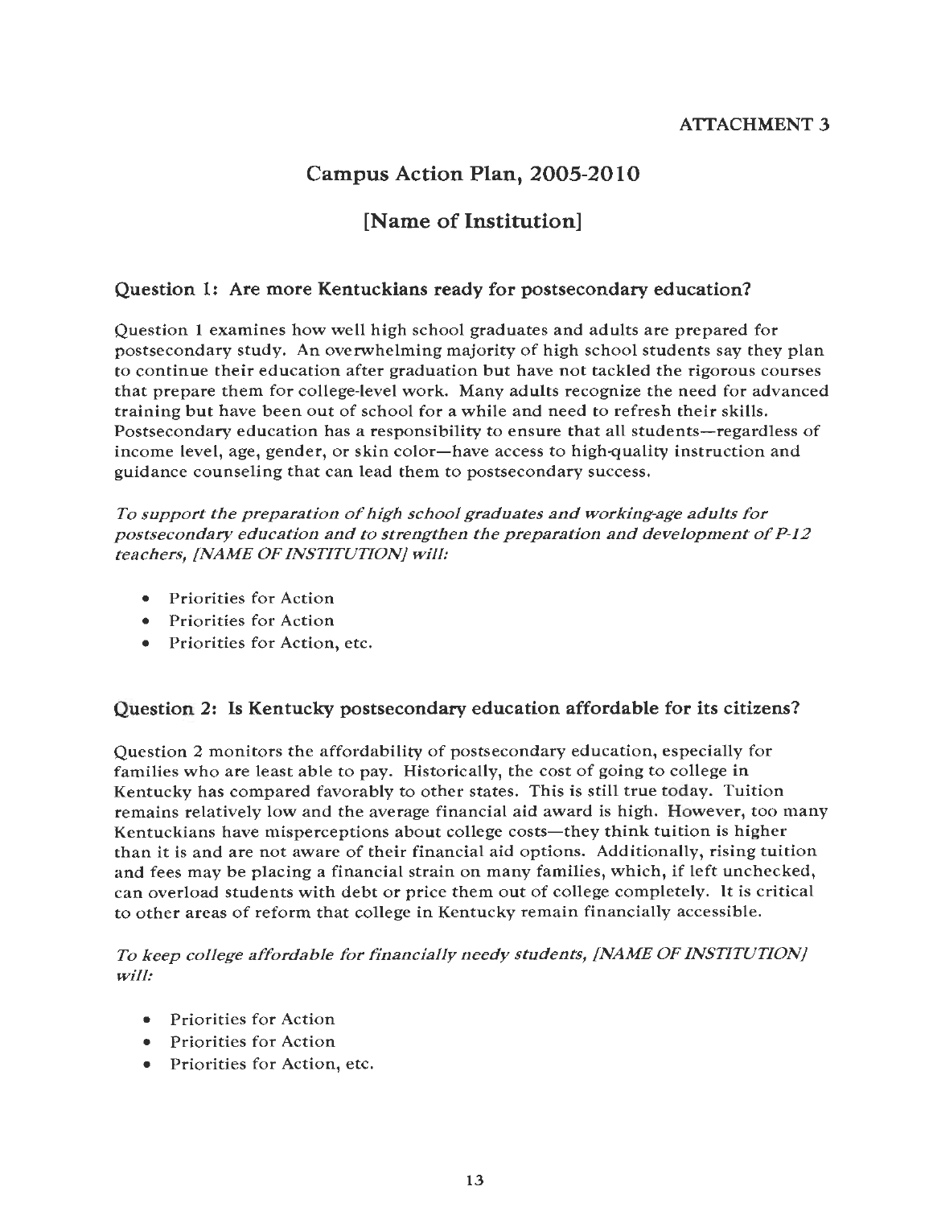ATTACHMENT 3

# Campus Action Plan, 2005-2010

## [Name of Institution]

### Question 1: Are more Kentuckians ready for postsecondary education?

Question 1 examines how well high school graduates and adults are prepared for postsecondary study. An overwhelming majority of high school students say they plan to continue their education after graduation but have not tackled the rigorous courses that prepare them for college-level work. Many adults recognize the need for advanced training but have been out of school for a while and need to refresh their skills. Postsecondary education has a responsibility to ensure that all students—regardless of income level, age, gender, or skin color—have access to high-quality instruction and guidance counseling that can lead them to postsecondary success.

*To support the preparation of high school graduates and working-age adults for postsecondary education and to strengthen the preparation and development of P-12 teachers, [NAME OF INSTITUTION] will:*

- Priorities for Action
- Priorities for Action
- Priorities for Action, etc.

### Question 2: Is Kentucky postsecondary education affordable for its citizens?

Question 2 monitors the affordability of postsecondary education, especially for families who are least able to pay. Historically, the cost of going to college in Kentucky has compared favorably to other states. This is still true today. Tuition remains relatively low and the average financial aid award is high. However, too many Kentuckians have misperceptions about college costs—they think tuition is higher than it is and are not aware of their financial aid options. Additionally, rising tuition and fees may be placing a financial strain on many families, which, if left unchecked, can overload students with debt or price them out of college completely. It is critical to other areas of reform that college in Kentucky remain financially accessible.

*To keep college affordable for financially needy students, [NAME OF INSTITUTION] will:*

- Priorities for Action
- Priorities for Action
- Priorities for Action, etc.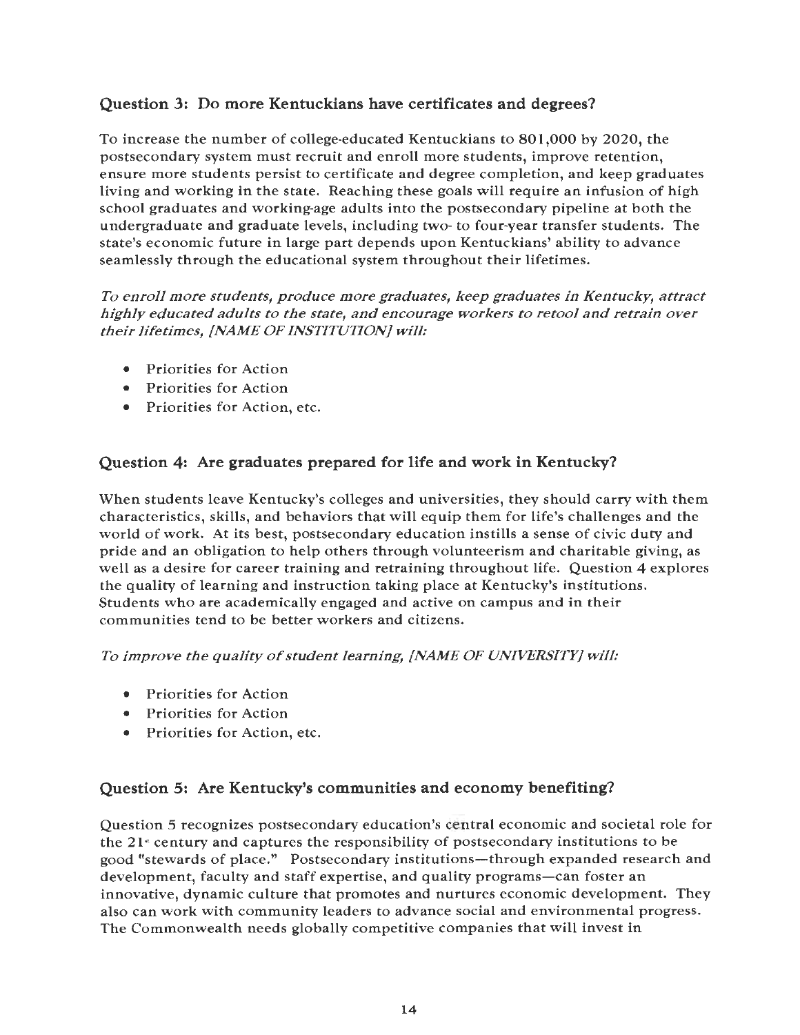## Question 3: Do more Kentuckians have certificates and degrees?

To increase the number of college-educated Kentuckians to 801,000 by 2020, the postsecondary system must recruit and enroll more students, improve retention, ensure more students persist to certificate and degree completion, and keep graduates living and working in the state. Reaching these goals will require an infusion of high school graduates and working-age adults into the postsecondary pipeline at both the undergraduate and graduate levels, including two- to four-year transfer students. The state's economic future in large part depends upon Kentuckians' ability to advance seamlessly through the educational system throughout their lifetimes.

*To enroll more students, produce more graduates, keep graduates in Kentucky, attract highly educated adults to the state, and encourage workers to retool and retrain over their lifetimes, [NAME OF INSTITUTION] will:*

- Priorities for Action
- Priorities for Action
- Priorities for Action, etc.

## Question 4: Are graduates prepared for life and work in Kentucky?

When students leave Kentucky's colleges and universities, they should carry with them characteristics, skills, and behaviors that will equip them for life's challenges and the world of work. At its best, postsecondary education instills a sense of civic duty and pride and an obligation to help others through volunteerism and charitable giving, as well as a desire for career training and retraining throughout life. Question 4 explores the quality of learning and instruction taking place at Kentucky's institutions. Students who are academically engaged and active on campus and in their communities tend to be better workers and citizens.

*To improve the quality of student learning, [NAME OF UNIVERSITY] will:*

- Priorities for Action
- Priorities for Action
- Priorities for Action, etc.

## Question 5: Are Kentucky's communities and economy benefiting?

Question 5 recognizes postsecondary education's central economic and societal role for the 21st century and captures the responsibility of postsecondary institutions to be good "stewards of place." Postsecondary institutions—through expanded research and development, faculty and staff expertise, and quality programs—can foster an innovative, dynamic culture that promotes and nurtures economic development. They also can work with community leaders to advance social and environmental progress. The Commonwealth needs globally competitive companies that will invest in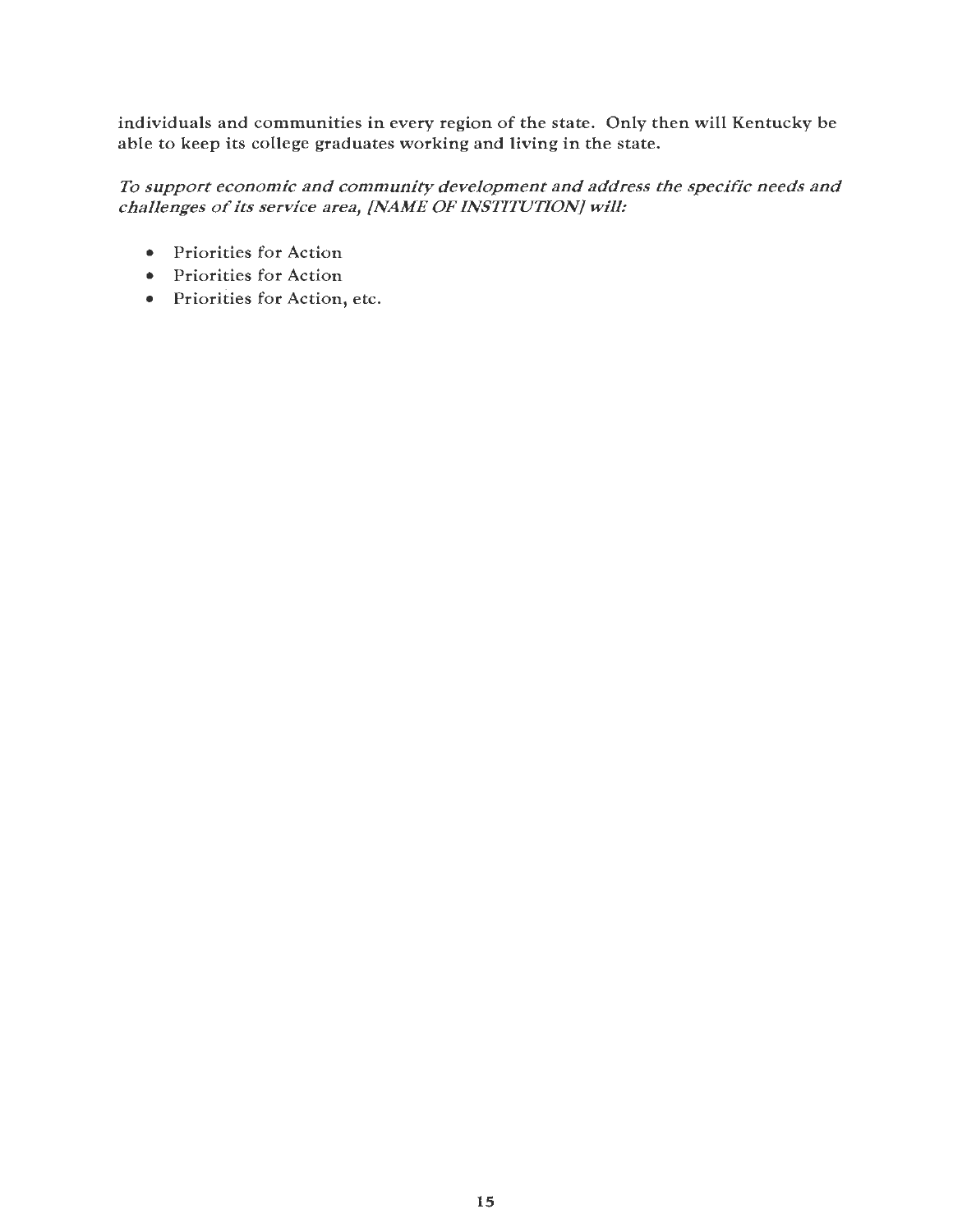individuals and communities in every region of the state. Only then will Kentucky be able to keep its college graduates working and living in the state.

*To support economic and community development and address the specific needs and challenges of its service area, [NAME OF INSTITUTION] will:*

- Priorities for Action
- Priorities for Action
- Priorities for Action, etc.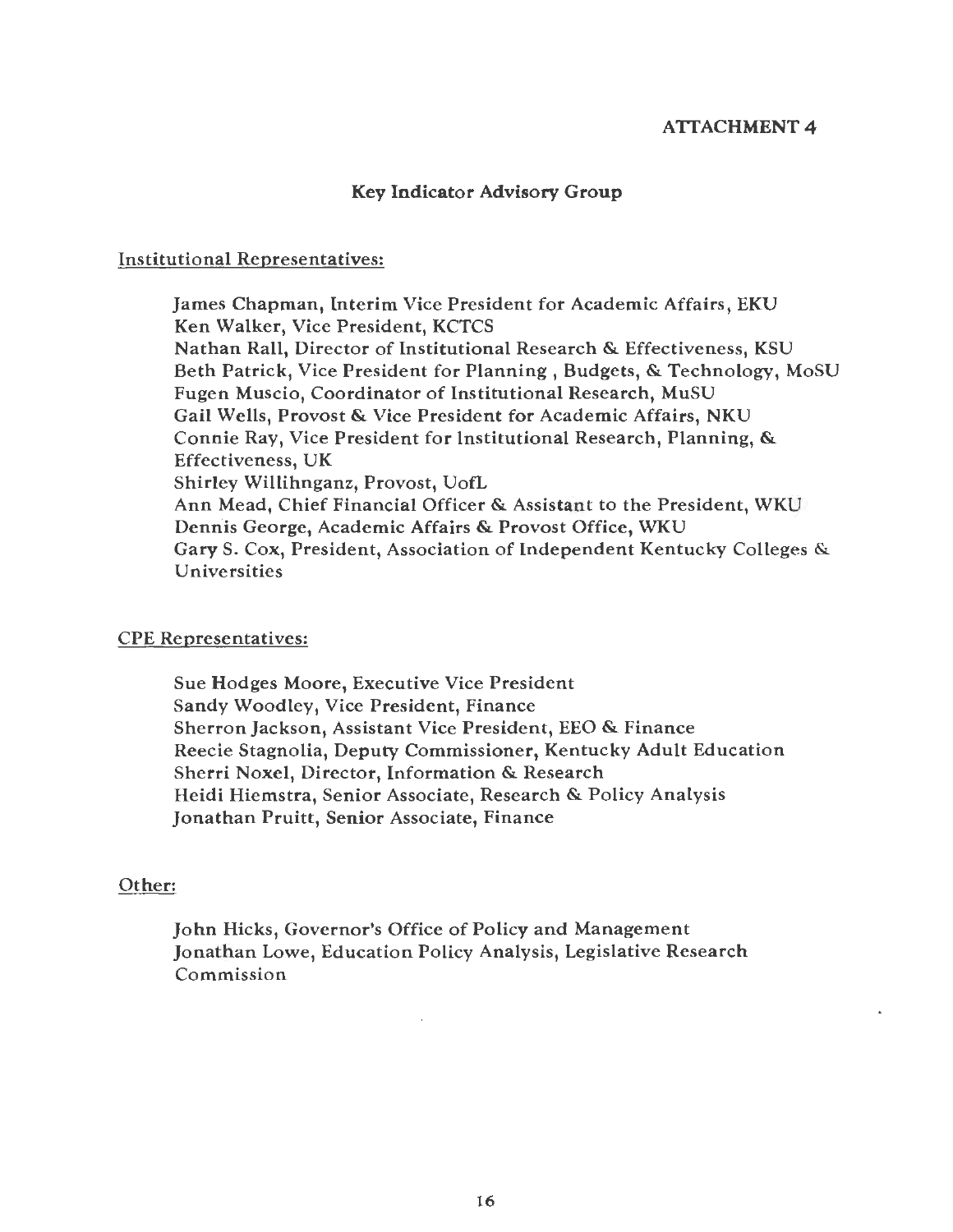ATTACHMENT 4

## Key Indicator Advisory Group

Institutional Representatives:

James Chapman, Interim Vice President for Academic Affairs, EKU
Ken Walker, Vice President, KCTCS
Nathan Rall, Director of Institutional Research & Effectiveness, KSU
Beth Patrick, Vice President for Planning , Budgets, & Technology, MoSU
Fugen Muscio, Coordinator of Institutional Research, MuSU
Gail Wells, Provost & Vice President for Academic Affairs, NKU
Connie Ray, Vice President for Institutional Research, Planning, & Effectiveness, UK
Shirley Willihnganz, Provost, UofL
Ann Mead, Chief Financial Officer & Assistant to the President, WKU
Dennis George, Academic Affairs & Provost Office, WKU
Gary S. Cox, President, Association of Independent Kentucky Colleges & Universities

CPE Representatives:

Sue Hodges Moore, Executive Vice President
Sandy Woodley, Vice President, Finance
Sherron Jackson, Assistant Vice President, EEO & Finance
Reecie Stagnolia, Deputy Commissioner, Kentucky Adult Education
Sherri Noxel, Director, Information & Research
Heidi Hiemstra, Senior Associate, Research & Policy Analysis
Jonathan Pruitt, Senior Associate, Finance

Other:

John Hicks, Governor's Office of Policy and Management
Jonathan Lowe, Education Policy Analysis, Legislative Research Commission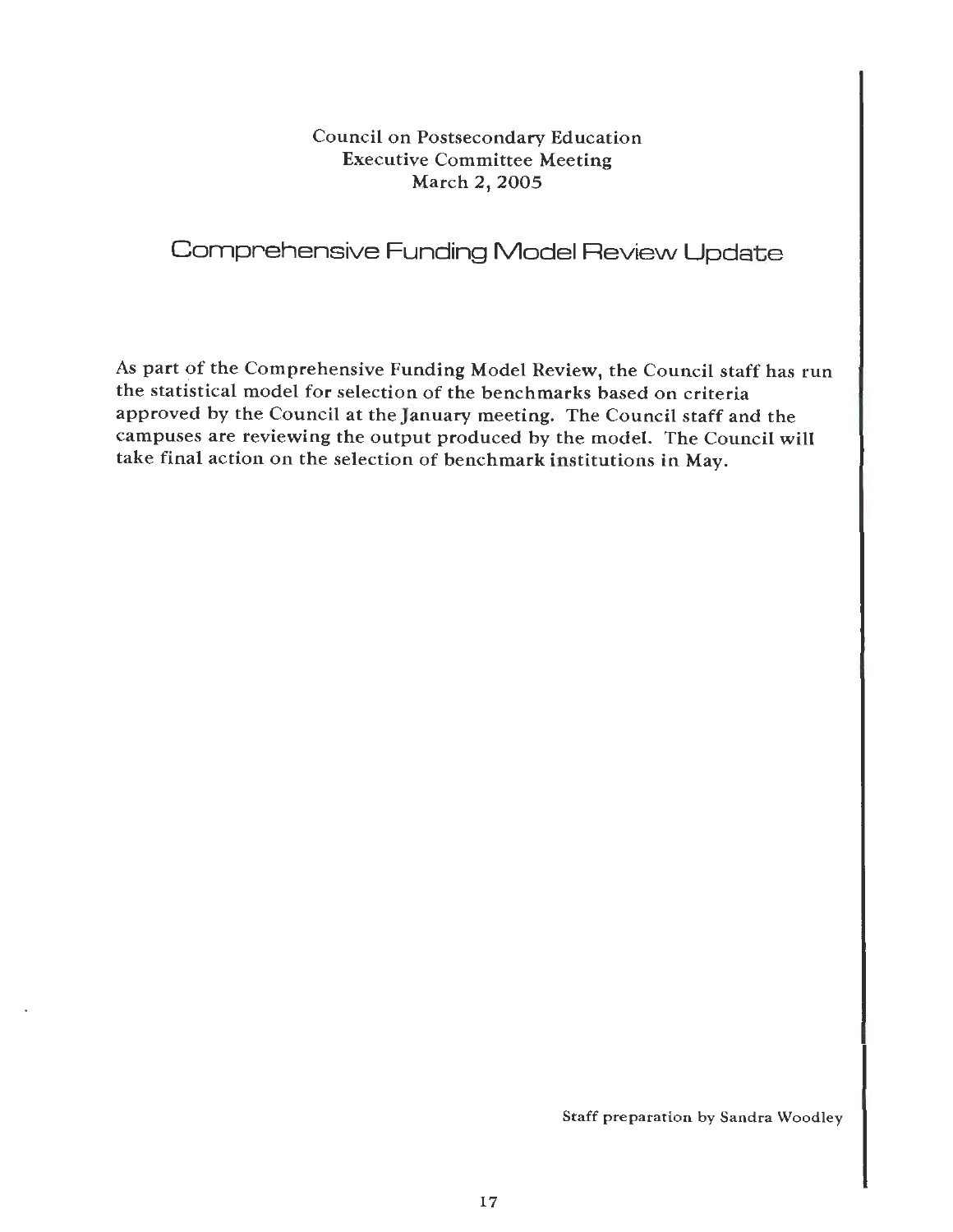Council on Postsecondary Education
Executive Committee Meeting
March 2, 2005

# Comprehensive Funding Model Review Update

As part of the Comprehensive Funding Model Review, the Council staff has run the statistical model for selection of the benchmarks based on criteria approved by the Council at the January meeting. The Council staff and the campuses are reviewing the output produced by the model. The Council will take final action on the selection of benchmark institutions in May.

Staff preparation by Sandra Woodley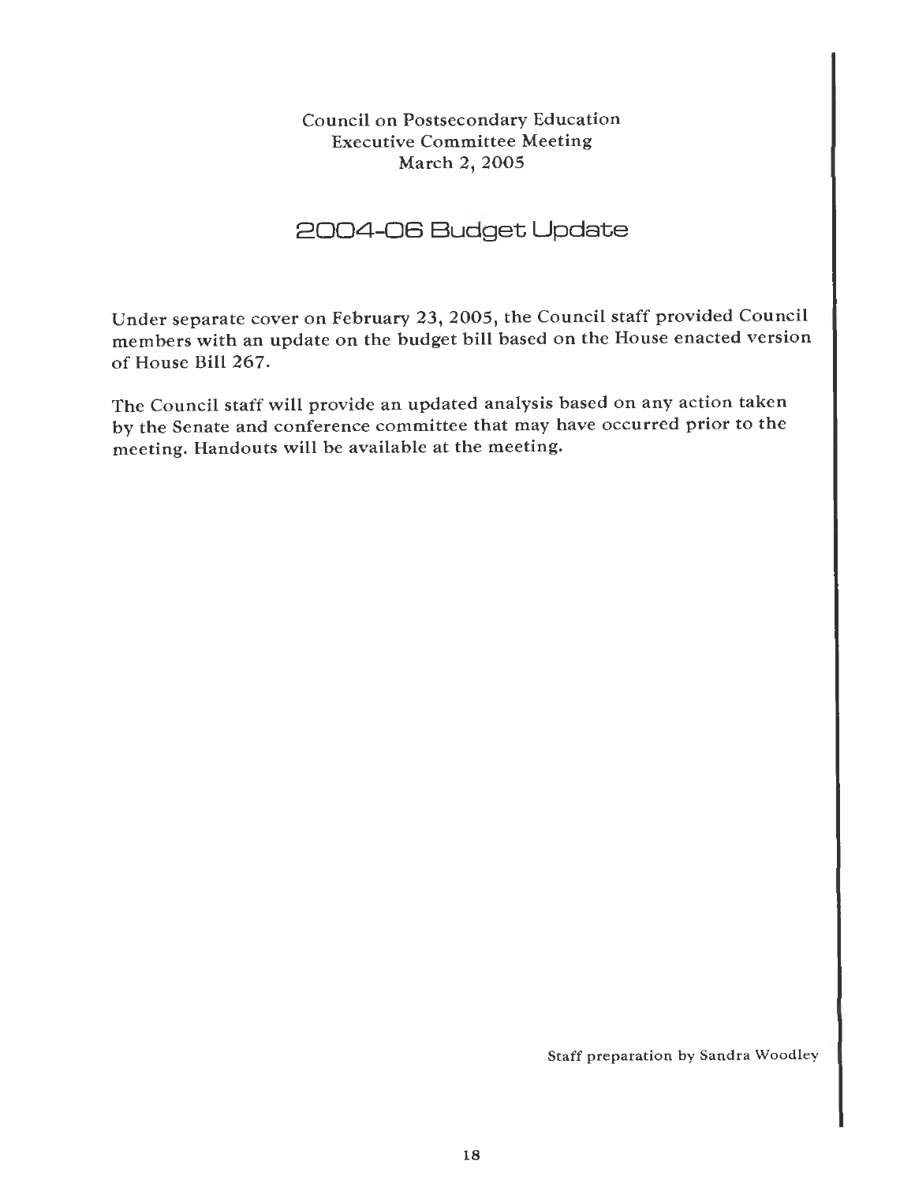Council on Postsecondary Education
Executive Committee Meeting
March 2, 2005

# 2004-06 Budget Update

Under separate cover on February 23, 2005, the Council staff provided Council members with an update on the budget bill based on the House enacted version of House Bill 267.

The Council staff will provide an updated analysis based on any action taken by the Senate and conference committee that may have occurred prior to the meeting. Handouts will be available at the meeting.

Staff preparation by Sandra Woodley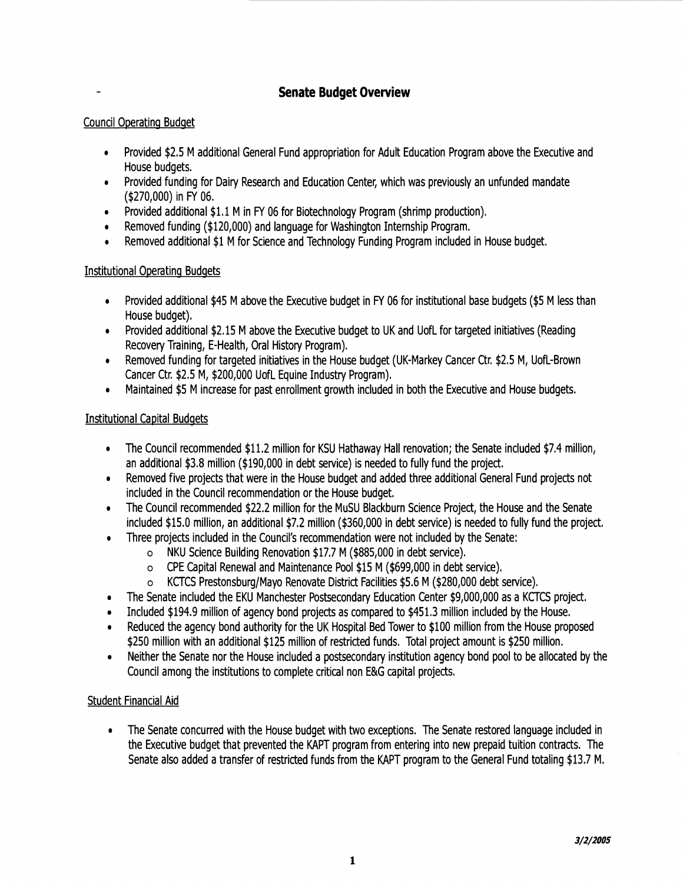## Senate Budget Overview

Council Operating Budget

- Provided $2.5 M additional General Fund appropriation for Adult Education Program above the Executive and House budgets.
- Provided funding for Dairy Research and Education Center, which was previously an unfunded mandate ($270,000) in FY 06.
- Provided additional $1.1 M in FY 06 for Biotechnology Program (shrimp production).
- Removed funding ($120,000) and language for Washington Internship Program.
- Removed additional $1 M for Science and Technology Funding Program included in House budget.

Institutional Operating Budgets

- Provided additional $45 M above the Executive budget in FY 06 for institutional base budgets ($5 M less than House budget).
- Provided additional $2.15 M above the Executive budget to UK and UofL for targeted initiatives (Reading Recovery Training, E-Health, Oral History Program).
- Removed funding for targeted initiatives in the House budget (UK-Markey Cancer Ctr. $2.5 M, UofL-Brown Cancer Ctr. $2.5 M, $200,000 UofL Equine Industry Program).
- Maintained $5 M increase for past enrollment growth included in both the Executive and House budgets.

Institutional Capital Budgets

- The Council recommended $11.2 million for KSU Hathaway Hall renovation; the Senate included $7.4 million, an additional $3.8 million ($190,000 in debt service) is needed to fully fund the project.
- Removed five projects that were in the House budget and added three additional General Fund projects not included in the Council recommendation or the House budget.
- The Council recommended $22.2 million for the MuSU Blackburn Science Project, the House and the Senate included $15.0 million, an additional $7.2 million ($360,000 in debt service) is needed to fully fund the project.
- Three projects included in the Council's recommendation were not included by the Senate:
  - NKU Science Building Renovation $17.7 M ($885,000 in debt service).
  - CPE Capital Renewal and Maintenance Pool $15 M ($699,000 in debt service).
  - KCTCS Prestonsburg/Mayo Renovate District Facilities $5.6 M ($280,000 debt service).
- The Senate included the EKU Manchester Postsecondary Education Center $9,000,000 as a KCTCS project.
- Included $194.9 million of agency bond projects as compared to $451.3 million included by the House.
- Reduced the agency bond authority for the UK Hospital Bed Tower to $100 million from the House proposed $250 million with an additional $125 million of restricted funds. Total project amount is $250 million.
- Neither the Senate nor the House included a postsecondary institution agency bond pool to be allocated by the Council among the institutions to complete critical non E&G capital projects.

Student Financial Aid

- The Senate concurred with the House budget with two exceptions. The Senate restored language included in the Executive budget that prevented the KAPT program from entering into new prepaid tuition contracts. The Senate also added a transfer of restricted funds from the KAPT program to the General Fund totaling $13.7 M.

*3/2/2005*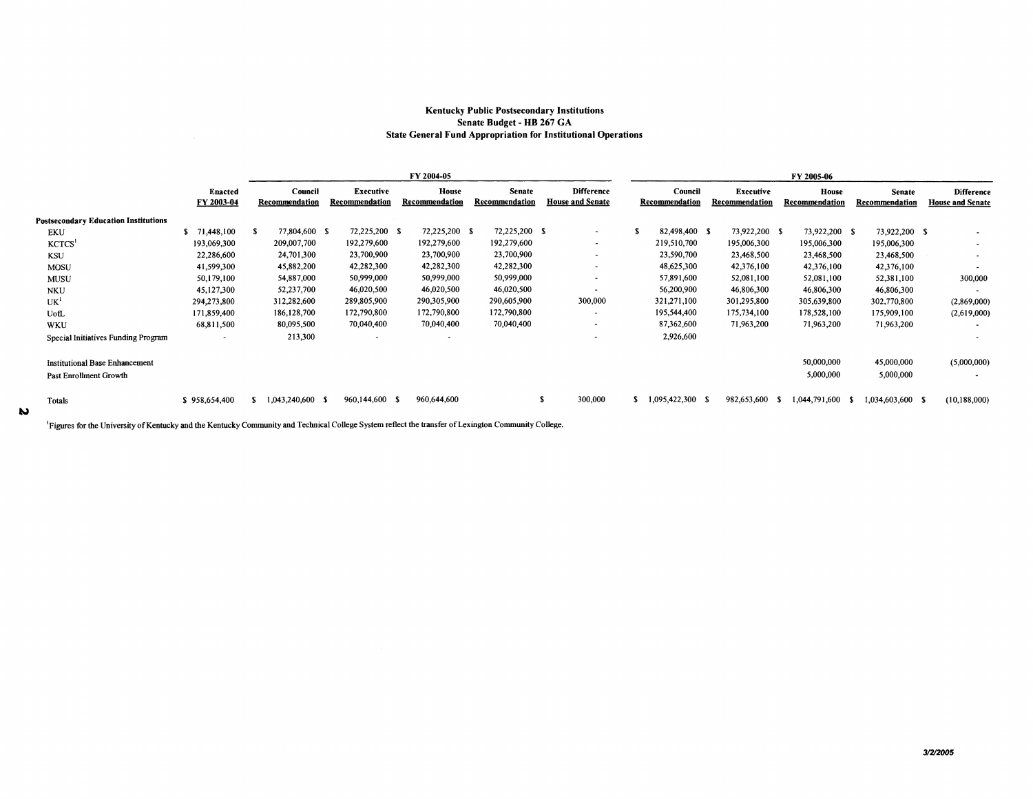# Kentucky Public Postsecondary Institutions
## Senate Budget - HB 267 GA
## State General Fund Appropriation for Institutional Operations

| | Enacted FY 2003-04 | FY 2004-05 Council Recommendation | FY 2004-05 Executive Recommendation | FY 2004-05 House Recommendation | FY 2004-05 Senate Recommendation | FY 2004-05 Difference House and Senate | FY 2005-06 Council Recommendation | FY 2005-06 Executive Recommendation | FY 2005-06 House Recommendation | FY 2005-06 Senate Recommendation | FY 2005-06 Difference House and Senate |
|---|---|---|---|---|---|---|---|---|---|---|---|
| **Postsecondary Education Institutions** | | | | | | | | | | | |
| EKU | $ 71,448,100 | $ 77,804,600 | $ 72,225,200 | $ 72,225,200 | $ 72,225,200 | $ - | $ 82,498,400 | $ 73,922,200 | $ 73,922,200 | $ 73,922,200 | $ - |
| KCTCS[1] | 193,069,300 | 209,007,700 | 192,279,600 | 192,279,600 | 192,279,600 | - | 219,510,700 | 195,006,300 | 195,006,300 | 195,006,300 | - |
| KSU | 22,286,600 | 24,701,300 | 23,700,900 | 23,700,900 | 23,700,900 | - | 23,590,700 | 23,468,500 | 23,468,500 | 23,468,500 | - |
| MOSU | 41,599,300 | 45,882,200 | 42,282,300 | 42,282,300 | 42,282,300 | - | 48,625,300 | 42,376,100 | 42,376,100 | 42,376,100 | - |
| MUSU | 50,179,100 | 54,887,000 | 50,999,000 | 50,999,000 | 50,999,000 | - | 57,891,600 | 52,081,100 | 52,081,100 | 52,381,100 | 300,000 |
| NKU | 45,127,300 | 52,237,700 | 46,020,500 | 46,020,500 | 46,020,500 | - | 56,200,900 | 46,806,300 | 46,806,300 | 46,806,300 | - |
| UK[1] | 294,273,800 | 312,282,600 | 289,805,900 | 290,305,900 | 290,605,900 | 300,000 | 321,271,100 | 301,295,800 | 305,639,800 | 302,770,800 | (2,869,000) |
| UofL | 171,859,400 | 186,128,700 | 172,790,800 | 172,790,800 | 172,790,800 | - | 195,544,400 | 175,734,100 | 178,528,100 | 175,909,100 | (2,619,000) |
| WKU | 68,811,500 | 80,095,500 | 70,040,400 | 70,040,400 | 70,040,400 | - | 87,362,600 | 71,963,200 | 71,963,200 | 71,963,200 | - |
| Special Initiatives Funding Program | - | 213,300 | - | - | | - | 2,926,600 | | | | - |
| Institutional Base Enhancement | | | | | | | | | 50,000,000 | 45,000,000 | (5,000,000) |
| Past Enrollment Growth | | | | | | | | | 5,000,000 | 5,000,000 | - |
| Totals | $ 958,654,400 | $ 1,043,240,600 | $ 960,144,600 | $ 960,644,600 | | $ 300,000 | $ 1,095,422,300 | $ 982,653,600 | $ 1,044,791,600 | $ 1,034,603,600 | $ (10,188,000) |

[1]Figures for the University of Kentucky and the Kentucky Community and Technical College System reflect the transfer of Lexington Community College.

3/2/2005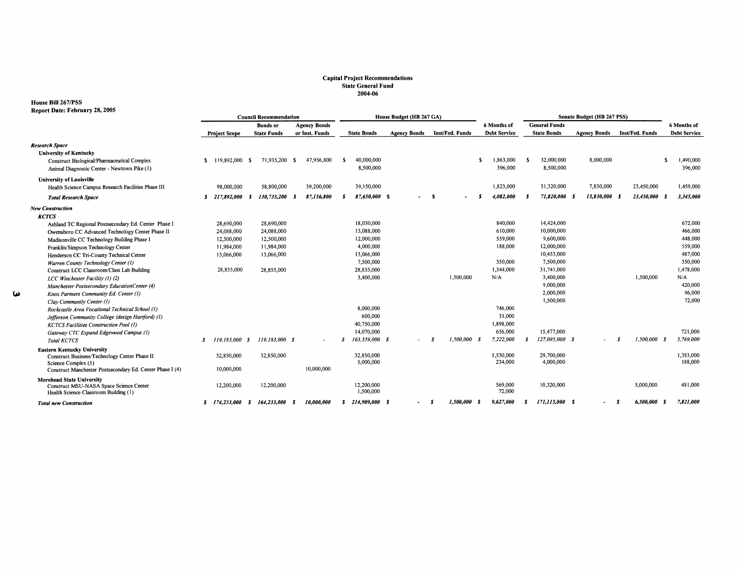**Capital Project Recommendations**
**State General Fund**
**2004-06**

**House Bill 267/PSS**
**Report Date: February 28, 2005**

| | Council Recommendation | | | House Budget (HB 267 GA) | | | | Senate Budget (HB 267 PSS) | | | |
|---|---|---|---|---|---|---|---|---|---|---|---|
| | Project Scope | Bonds or State Funds | Agency Bonds or Inst. Funds | State Bonds | Agency Bonds | Inst/Fed. Funds | 6 Months of Debt Service | General Funds State Bonds | Agency Bonds | Inst/Fed. Funds | 6 Months of Debt Service |
| ***Research Space*** | | | | | | | | | | | |
| **University of Kentucky** | | | | | | | | | | | |
| Construct Biological/Pharmaceutical Complex | $ 119,892,000 | $ 71,935,200 | $ 47,956,800 | $ 40,000,000 | | | $ 1,863,000 | $ 32,000,000 | 8,000,000 | | $ 1,490,000 |
| Animal Diagnostic Center - Newtown Pike (1) | | | | 8,500,000 | | | 396,000 | 8,500,000 | | | 396,000 |
| **University of Louisville** | | | | | | | | | | | |
| Health Science Campus Research Facilities Phase III | 98,000,000 | 58,800,000 | 39,200,000 | 39,150,000 | | | 1,823,000 | 31,320,000 | 7,830,000 | 23,450,000 | 1,459,000 |
| ***Total Research Space*** | ***$ 217,892,000*** | ***$ 130,735,200*** | ***$ 87,156,800*** | ***$ 87,650,000*** | ***$ -*** | ***$ -*** | ***$ 4,082,000*** | ***$ 71,820,000*** | ***$ 15,830,000*** | ***$ 23,450,000*** | ***$ 3,345,000*** |
| ***New Construction*** | | | | | | | | | | | |
| ***KCTCS*** | | | | | | | | | | | |
| Ashland TC Regional Postsecondary Ed. Center Phase I | 28,690,000 | 28,690,000 | | 18,030,000 | | | 840,000 | 14,424,000 | | | 672,000 |
| Owensboro CC Advanced Technology Center Phase II | 24,088,000 | 24,088,000 | | 13,088,000 | | | 610,000 | 10,000,000 | | | 466,000 |
| Madisonville CC Technology Building Phase I | 12,500,000 | 12,500,000 | | 12,000,000 | | | 559,000 | 9,600,000 | | | 448,000 |
| Franklin/Simpson Technology Center | 11,984,000 | 11,984,000 | | 4,000,000 | | | 188,000 | 12,000,000 | | | 559,000 |
| Henderson CC Tri-County Technical Center | 13,066,000 | 13,066,000 | | 13,066,000 | | | | 10,453,000 | | | 487,000 |
| *Warren County Technology Center (1)* | | | | 7,500,000 | | | 350,000 | 7,500,000 | | | 350,000 |
| Construct LCC Classroom/Class Lab Building | 28,855,000 | 28,855,000 | | 28,855,000 | | | 1,344,000 | 31,741,000 | | | 1,478,000 |
| *LCC Winchester Facility (1) (2)* | | | | 3,400,000 | | 1,500,000 | N/A | 3,400,000 | | 1,500,000 | N/A |
| *Manchester Postsecondary EducationCenter (4)* | | | | | | | | 9,000,000 | | | 420,000 |
| *Knox Partners Community Ed. Center (1)* | | | | | | | | 2,000,000 | | | 96,000 |
| *Clay Community Center (1)* | | | | | | | | 1,500,000 | | | 72,000 |
| *Rockcastle Area Vocational Technical School (1)* | | | | 8,000,000 | | | 746,000 | | | | |
| *Jefferson Community College (design Hartford) (1)* | | | | 600,000 | | | 31,000 | | | | |
| *KCTCS Facilities Construction Pool (1)* | | | | 40,750,000 | | | 1,898,000 | | | | |
| *Gateway CTC Expand Edgewood Campus (1)* | | | | 14,070,000 | | | 656,000 | 15,477,000 | | | 721,000 |
| *Total KCTCS* | *$ 119,183,000* | *$ 119,183,000* | *$ -* | *$ 163,359,000* | *$ -* | *$ 1,500,000* | *$ 7,222,000* | *$ 127,095,000* | *$ -* | *$ 1,500,000* | *$ 5,769,000* |
| **Eastern Kentucky University** | | | | | | | | | | | |
| Construct Business/Technology Center Phase II | 32,850,000 | 32,850,000 | | 32,850,000 | | | 1,530,000 | 29,700,000 | | | 1,383,000 |
| Science Complex (1) | | | | 5,000,000 | | | 234,000 | 4,000,000 | | | 188,000 |
| Construct Manchester Postsecondary Ed. Center Phase I (4) | 10,000,000 | | 10,000,000 | | | | | | | | |
| **Morehead State University** | | | | | | | | | | | |
| Construct MSU-NASA Space Science Center | 12,200,000 | 12,200,000 | | 12,200,000 | | | 569,000 | 10,320,000 | | 5,000,000 | 481,000 |
| Health Science Classroom Building (1) | | | | 1,500,000 | | | 72,000 | | | | |
| ***Total new Construction*** | ***$ 174,233,000*** | ***$ 164,233,000*** | ***$ 10,000,000*** | ***$ 214,909,000*** | ***$ -*** | ***$ 1,500,000*** | ***$ 9,627,000*** | ***$ 171,115,000*** | ***$ -*** | ***$ 6,500,000*** | ***$ 7,821,000*** |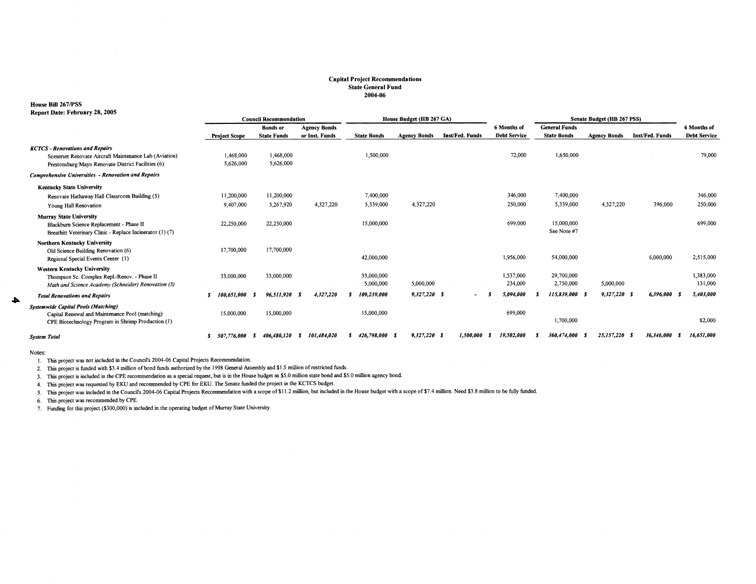**Capital Project Recommendations**
**State General Fund**
**2004-06**

**House Bill 267/PSS**
**Report Date: February 28, 2005**

| | Council Recommendation | | | House Budget (HB 267 GA) | | | | Senate Budget (HB 267 PSS) | | | |
|---|---|---|---|---|---|---|---|---|---|---|---|
| | Project Scope | Bonds or State Funds | Agency Bonds or Inst. Funds | State Bonds | Agency Bonds | Inst/Fed. Funds | 6 Months of Debt Service | General Funds State Bonds | Agency Bonds | Inst/Fed. Funds | 6 Months of Debt Service |
| ***KCTCS - Renovations and Repairs*** | | | | | | | | | | | |
| Somerset Renovate Aircraft Maintenance Lab (Aviation) | 1,468,000 | 1,468,000 | | 1,500,000 | | | 72,000 | 1,650,000 | | | 79,000 |
| Prestonsburg/Mayo Renovate District Facilities (6) | 5,626,000 | 5,626,000 | | | | | | | | | |
| ***Comprehensive Universities - Renovation and Repairs*** | | | | | | | | | | | |
| **Kentucky State University** | | | | | | | | | | | |
| Renovate Hathaway Hall Classroom Building (5) | 11,200,000 | 11,200,000 | | 7,400,000 | | | 346,000 | 7,400,000 | | | 346,000 |
| Young Hall Renovation | 9,407,000 | 5,267,920 | 4,327,220 | 5,339,000 | 4,327,220 | | 250,000 | 5,339,000 | 4,327,220 | 396,000 | 250,000 |
| **Murray State University** | | | | | | | | | | | |
| Blackburn Science Replacement - Phase II | 22,250,000 | 22,250,000 | | 15,000,000 | | | 699,000 | 15,000,000 | | | 699,000 |
| Breathitt Veterinary Clinic - Replace Incinerator (1) (7) | | | | | | | | See Note #7 | | | |
| **Northern Kentucky University** | | | | | | | | | | | |
| Old Science Building Renovation (6) | 17,700,000 | 17,700,000 | | | | | | | | | |
| Regional Special Events Center (1) | | | | 42,000,000 | | | 1,956,000 | 54,000,000 | | 6,000,000 | 2,515,000 |
| **Western Kentucky University** | | | | | | | | | | | |
| Thompson Sc. Complex Repl./Renov. - Phase II | 33,000,000 | 33,000,000 | | 33,000,000 | | | 1,537,000 | 29,700,000 | | | 1,383,000 |
| *Math and Science Academy (Schneider) Renovation (3)* | | | | 5,000,000 | 5,000,000 | | 234,000 | 2,750,000 | 5,000,000 | | 131,000 |
| ***Total Renovations and Repairs*** | ***$ 100,651,000*** | ***$ 96,511,920*** | ***$ 4,327,220*** | ***$ 109,239,000*** | ***9,327,220*** | ***$ -*** | ***$ 5,094,000*** | ***$ 115,839,000*** | ***$ 9,327,220*** | ***$ 6,396,000*** | ***$ 5,403,000*** |
| ***Systemwide Capital Pools (Matching)*** | | | | | | | | | | | |
| Capital Renewal and Maintenance Pool (matching) | 15,000,000 | 15,000,000 | | 15,000,000 | | | 699,000 | | | | |
| CPE Biotechnology Program in Shrimp Production (1) | | | | | | | | 1,700,000 | | | 82,000 |
| ***System Total*** | ***$ 507,776,000*** | ***$ 406,480,120*** | ***$ 101,484,020*** | ***$ 426,798,000*** | ***$ 9,327,220*** | ***$ 1,500,000*** | ***$ 19,502,000*** | ***$ 360,474,000*** | ***$ 25,157,220*** | ***$ 36,346,000*** | ***$ 16,651,000*** |

Notes:

1. This project was not included in the Council's 2004-06 Capital Projects Recommendation.
2. This project is funded with $3.4 million of bond funds authorized by the 1998 General Assembly and $1.5 million of restricted funds.
3. This project is included in the CPE recommendation as a special request, but is in the House budget as $5.0 million state bond and $5.0 million agency bond.
4. This project was requested by EKU and recommended by CPE for EKU. The Senate funded the project in the KCTCS budget.
5. This project was included in the Council's 2004-06 Capital Projects Recommendation with a scope of $11.2 million, but included in the House budget with a scope of $7.4 million. Need $3.8 million to be fully funded.
6. This project was recommended by CPE.
7. Funding for this project ($300,000) is included in the operating budget of Murray State University.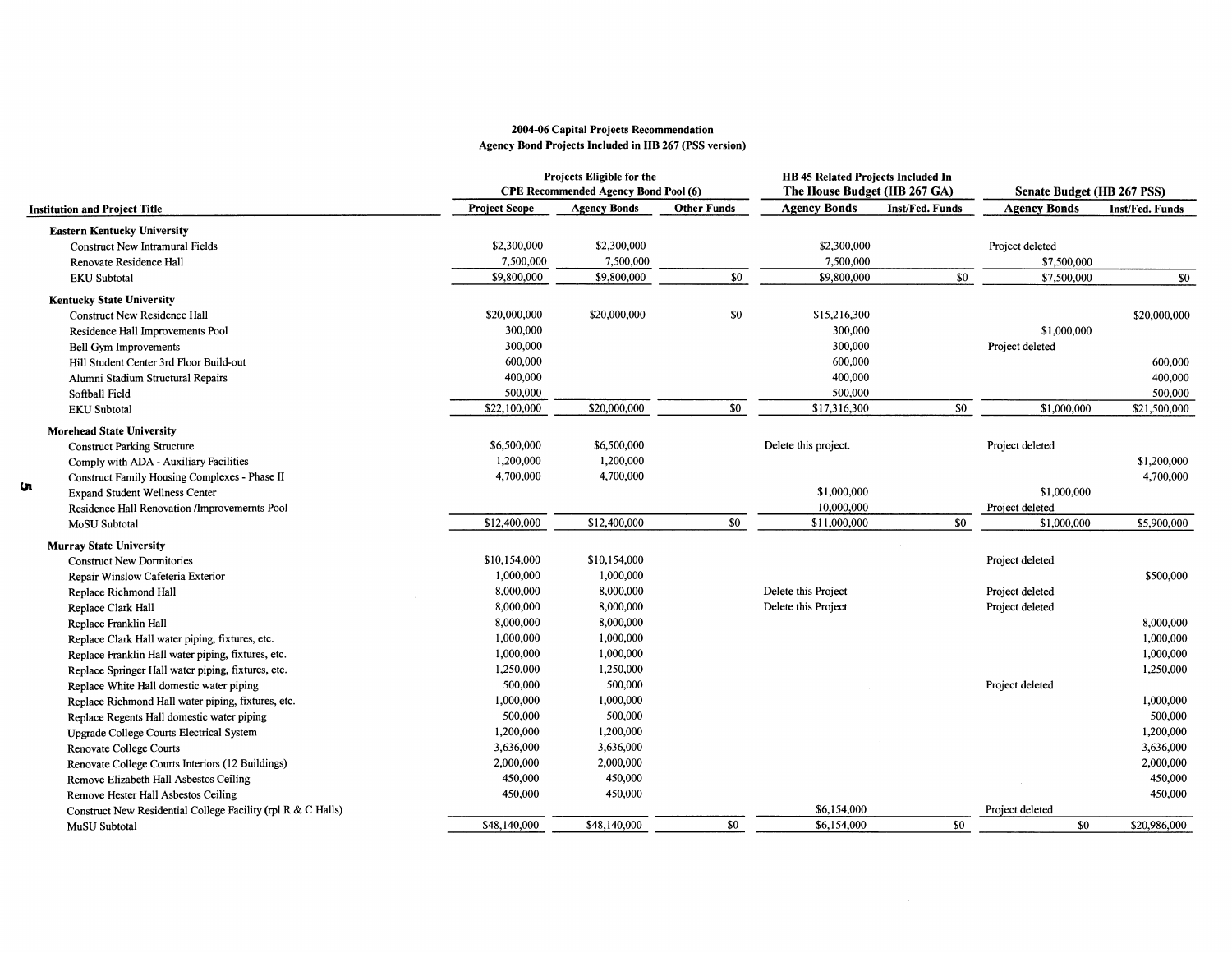**2004-06 Capital Projects Recommendation**
**Agency Bond Projects Included in HB 267 (PSS version)**

| Institution and Project Title | Projects Eligible for the CPE Recommended Agency Bond Pool (6) | | | HB 45 Related Projects Included In The House Budget (HB 267 GA) | | Senate Budget (HB 267 PSS) | |
|---|---|---|---|---|---|---|---|
| | Project Scope | Agency Bonds | Other Funds | Agency Bonds | Inst/Fed. Funds | Agency Bonds | Inst/Fed. Funds |
| **Eastern Kentucky University** | | | | | | | |
| Construct New Intramural Fields | $2,300,000 | $2,300,000 | | $2,300,000 | | Project deleted | |
| Renovate Residence Hall | 7,500,000 | 7,500,000 | | 7,500,000 | | $7,500,000 | |
| EKU Subtotal | $9,800,000 | $9,800,000 | $0 | $9,800,000 | $0 | $7,500,000 | $0 |
| **Kentucky State University** | | | | | | | |
| Construct New Residence Hall | $20,000,000 | $20,000,000 | $0 | $15,216,300 | | | $20,000,000 |
| Residence Hall Improvements Pool | 300,000 | | | 300,000 | | $1,000,000 | |
| Bell Gym Improvements | 300,000 | | | 300,000 | | Project deleted | |
| Hill Student Center 3rd Floor Build-out | 600,000 | | | 600,000 | | | 600,000 |
| Alumni Stadium Structural Repairs | 400,000 | | | 400,000 | | | 400,000 |
| Softball Field | 500,000 | | | 500,000 | | | 500,000 |
| EKU Subtotal | $22,100,000 | $20,000,000 | $0 | $17,316,300 | $0 | $1,000,000 | $21,500,000 |
| **Morehead State University** | | | | | | | |
| Construct Parking Structure | $6,500,000 | $6,500,000 | | Delete this project. | | Project deleted | |
| Comply with ADA - Auxiliary Facilities | 1,200,000 | 1,200,000 | | | | | $1,200,000 |
| Construct Family Housing Complexes - Phase II | 4,700,000 | 4,700,000 | | | | | 4,700,000 |
| Expand Student Wellness Center | | | | $1,000,000 | | $1,000,000 | |
| Residence Hall Renovation /Improvemernts Pool | | | | 10,000,000 | | Project deleted | |
| MoSU Subtotal | $12,400,000 | $12,400,000 | $0 | $11,000,000 | $0 | $1,000,000 | $5,900,000 |
| **Murray State University** | | | | | | | |
| Construct New Dormitories | $10,154,000 | $10,154,000 | | | | Project deleted | |
| Repair Winslow Cafeteria Exterior | 1,000,000 | 1,000,000 | | | | | $500,000 |
| Replace Richmond Hall | 8,000,000 | 8,000,000 | | Delete this Project | | Project deleted | |
| Replace Clark Hall | 8,000,000 | 8,000,000 | | Delete this Project | | Project deleted | |
| Replace Franklin Hall | 8,000,000 | 8,000,000 | | | | | 8,000,000 |
| Replace Clark Hall water piping, fixtures, etc. | 1,000,000 | 1,000,000 | | | | | 1,000,000 |
| Replace Franklin Hall water piping, fixtures, etc. | 1,000,000 | 1,000,000 | | | | | 1,000,000 |
| Replace Springer Hall water piping, fixtures, etc. | 1,250,000 | 1,250,000 | | | | | 1,250,000 |
| Replace White Hall domestic water piping | 500,000 | 500,000 | | | | Project deleted | |
| Replace Richmond Hall water piping, fixtures, etc. | 1,000,000 | 1,000,000 | | | | | 1,000,000 |
| Replace Regents Hall domestic water piping | 500,000 | 500,000 | | | | | 500,000 |
| Upgrade College Courts Electrical System | 1,200,000 | 1,200,000 | | | | | 1,200,000 |
| Renovate College Courts | 3,636,000 | 3,636,000 | | | | | 3,636,000 |
| Renovate College Courts Interiors (12 Buildings) | 2,000,000 | 2,000,000 | | | | | 2,000,000 |
| Remove Elizabeth Hall Asbestos Ceiling | 450,000 | 450,000 | | | | | 450,000 |
| Remove Hester Hall Asbestos Ceiling | 450,000 | 450,000 | | | | | 450,000 |
| Construct New Residential College Facility (rpl R & C Halls) | | | | $6,154,000 | | Project deleted | |
| MuSU Subtotal | $48,140,000 | $48,140,000 | $0 | $6,154,000 | $0 | $0 | $20,986,000 |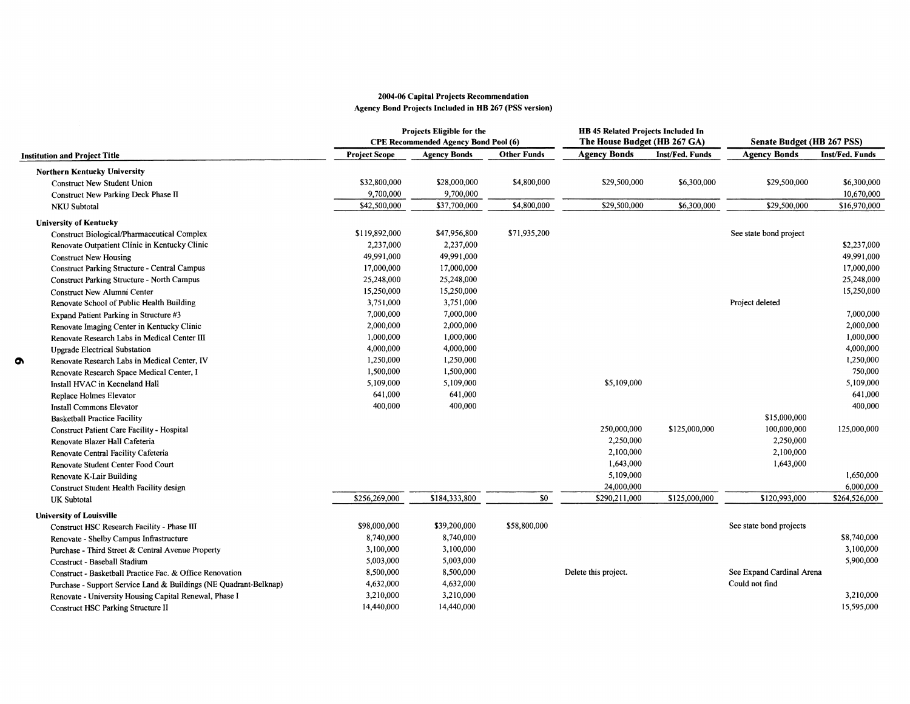**2004-06 Capital Projects Recommendation**
**Agency Bond Projects Included in HB 267 (PSS version)**

| Institution and Project Title | Projects Eligible for the CPE Recommended Agency Bond Pool (6) | | | HB 45 Related Projects Included In The House Budget (HB 267 GA) | | Senate Budget (HB 267 PSS) | |
|---|---|---|---|---|---|---|---|
| | Project Scope | Agency Bonds | Other Funds | Agency Bonds | Inst/Fed. Funds | Agency Bonds | Inst/Fed. Funds |
| **Northern Kentucky University** | | | | | | | |
| Construct New Student Union | $32,800,000 | $28,000,000 | $4,800,000 | $29,500,000 | $6,300,000 | $29,500,000 | $6,300,000 |
| Construct New Parking Deck Phase II | 9,700,000 | 9,700,000 | | | | | 10,670,000 |
| NKU Subtotal | $42,500,000 | $37,700,000 | $4,800,000 | $29,500,000 | $6,300,000 | $29,500,000 | $16,970,000 |
| **University of Kentucky** | | | | | | | |
| Construct Biological/Pharmaceutical Complex | $119,892,000 | $47,956,800 | $71,935,200 | | | See state bond project | |
| Renovate Outpatient Clinic in Kentucky Clinic | 2,237,000 | 2,237,000 | | | | | $2,237,000 |
| Construct New Housing | 49,991,000 | 49,991,000 | | | | | 49,991,000 |
| Construct Parking Structure - Central Campus | 17,000,000 | 17,000,000 | | | | | 17,000,000 |
| Construct Parking Structure - North Campus | 25,248,000 | 25,248,000 | | | | | 25,248,000 |
| Construct New Alumni Center | 15,250,000 | 15,250,000 | | | | | 15,250,000 |
| Renovate School of Public Health Building | 3,751,000 | 3,751,000 | | | | Project deleted | |
| Expand Patient Parking in Structure #3 | 7,000,000 | 7,000,000 | | | | | 7,000,000 |
| Renovate Imaging Center in Kentucky Clinic | 2,000,000 | 2,000,000 | | | | | 2,000,000 |
| Renovate Research Labs in Medical Center III | 1,000,000 | 1,000,000 | | | | | 1,000,000 |
| Upgrade Electrical Substation | 4,000,000 | 4,000,000 | | | | | 4,000,000 |
| Renovate Research Labs in Medical Center, IV | 1,250,000 | 1,250,000 | | | | | 1,250,000 |
| Renovate Research Space Medical Center, I | 1,500,000 | 1,500,000 | | | | | 750,000 |
| Install HVAC in Keeneland Hall | 5,109,000 | 5,109,000 | | $5,109,000 | | | 5,109,000 |
| Replace Holmes Elevator | 641,000 | 641,000 | | | | | 641,000 |
| Install Commons Elevator | 400,000 | 400,000 | | | | | 400,000 |
| Basketball Practice Facility | | | | | | $15,000,000 | |
| Construct Patient Care Facility - Hospital | | | | 250,000,000 | $125,000,000 | 100,000,000 | 125,000,000 |
| Renovate Blazer Hall Cafeteria | | | | 2,250,000 | | 2,250,000 | |
| Renovate Central Facility Cafeteria | | | | 2,100,000 | | 2,100,000 | |
| Renovate Student Center Food Court | | | | 1,643,000 | | 1,643,000 | |
| Renovate K-Lair Building | | | | 5,109,000 | | | 1,650,000 |
| Construct Student Health Facility design | | | | 24,000,000 | | | 6,000,000 |
| UK Subtotal | $256,269,000 | $184,333,800 | $0 | $290,211,000 | $125,000,000 | $120,993,000 | $264,526,000 |
| **University of Louisville** | | | | | | | |
| Construct HSC Research Facility - Phase III | $98,000,000 | $39,200,000 | $58,800,000 | | | See state bond projects | |
| Renovate - Shelby Campus Infrastructure | 8,740,000 | 8,740,000 | | | | | $8,740,000 |
| Purchase - Third Street & Central Avenue Property | 3,100,000 | 3,100,000 | | | | | 3,100,000 |
| Construct - Baseball Stadium | 5,003,000 | 5,003,000 | | | | | 5,900,000 |
| Construct - Basketball Practice Fac. & Office Renovation | 8,500,000 | 8,500,000 | | Delete this project. | | See Expand Cardinal Arena | |
| Purchase - Support Service Land & Buildings (NE Quadrant-Belknap) | 4,632,000 | 4,632,000 | | | | Could not find | |
| Renovate - University Housing Capital Renewal, Phase I | 3,210,000 | 3,210,000 | | | | | 3,210,000 |
| Construct HSC Parking Structure II | 14,440,000 | 14,440,000 | | | | | 15,595,000 |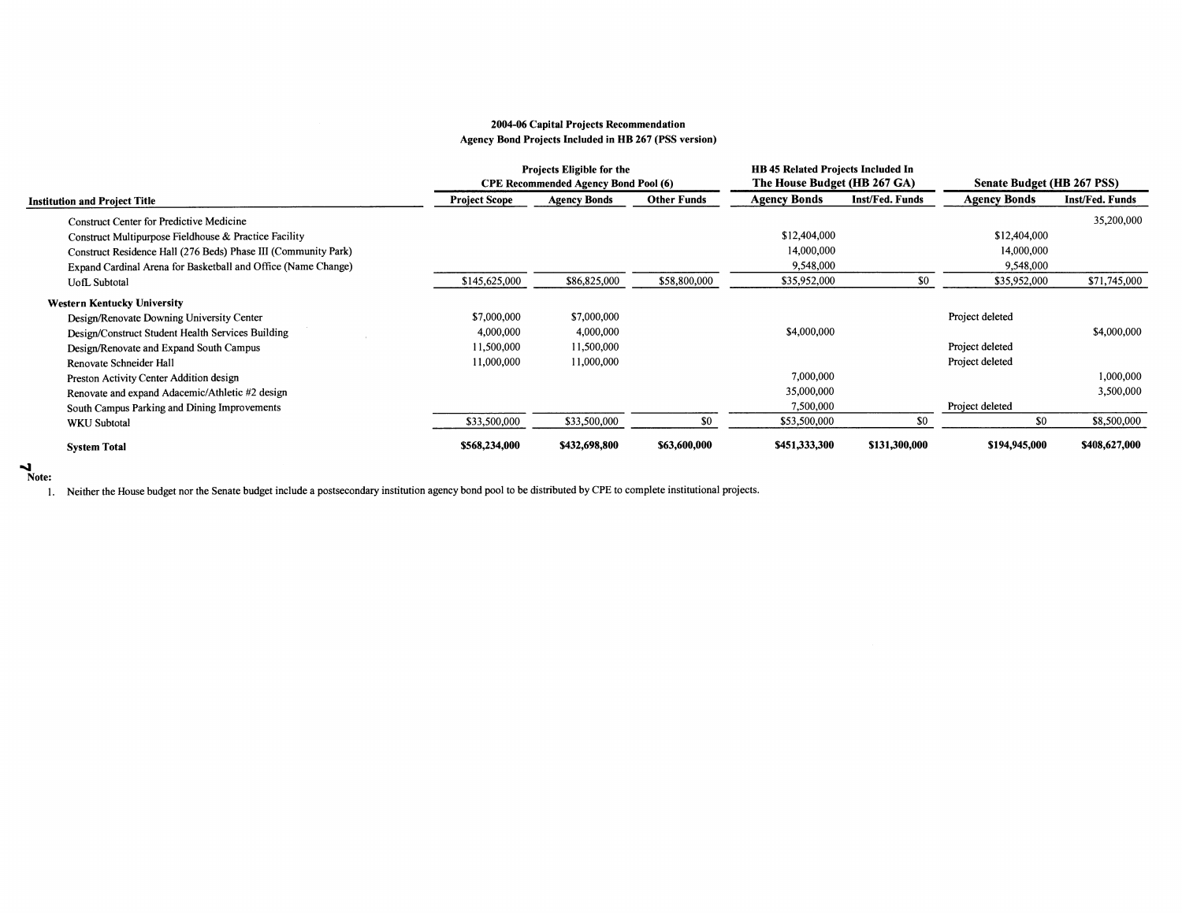**2004-06 Capital Projects Recommendation**
**Agency Bond Projects Included in HB 267 (PSS version)**

| Institution and Project Title | Projects Eligible for the CPE Recommended Agency Bond Pool (6) | | | HB 45 Related Projects Included In The House Budget (HB 267 GA) | | Senate Budget (HB 267 PSS) | |
|---|---|---|---|---|---|---|---|
| | Project Scope | Agency Bonds | Other Funds | Agency Bonds | Inst/Fed. Funds | Agency Bonds | Inst/Fed. Funds |
| Construct Center for Predictive Medicine | | | | | | | 35,200,000 |
| Construct Multipurpose Fieldhouse & Practice Facility | | | | $12,404,000 | | $12,404,000 | |
| Construct Residence Hall (276 Beds) Phase III (Community Park) | | | | 14,000,000 | | 14,000,000 | |
| Expand Cardinal Arena for Basketball and Office (Name Change) | | | | 9,548,000 | | 9,548,000 | |
| UofL Subtotal | $145,625,000 | $86,825,000 | $58,800,000 | $35,952,000 | $0 | $35,952,000 | $71,745,000 |
| **Western Kentucky University** | | | | | | | |
| Design/Renovate Downing University Center | $7,000,000 | $7,000,000 | | | | Project deleted | |
| Design/Construct Student Health Services Building | 4,000,000 | 4,000,000 | | $4,000,000 | | | $4,000,000 |
| Design/Renovate and Expand South Campus | 11,500,000 | 11,500,000 | | | | Project deleted | |
| Renovate Schneider Hall | 11,000,000 | 11,000,000 | | | | Project deleted | |
| Preston Activity Center Addition design | | | | 7,000,000 | | | 1,000,000 |
| Renovate and expand Adacemic/Athletic #2 design | | | | 35,000,000 | | | 3,500,000 |
| South Campus Parking and Dining Improvements | | | | 7,500,000 | | Project deleted | |
| WKU Subtotal | $33,500,000 | $33,500,000 | $0 | $53,500,000 | $0 | $0 | $8,500,000 |
| **System Total** | **$568,234,000** | **$432,698,800** | **$63,600,000** | **$451,333,300** | **$131,300,000** | **$194,945,000** | **$408,627,000** |

**Note:**

1. Neither the House budget nor the Senate budget include a postsecondary institution agency bond pool to be distributed by CPE to complete institutional projects.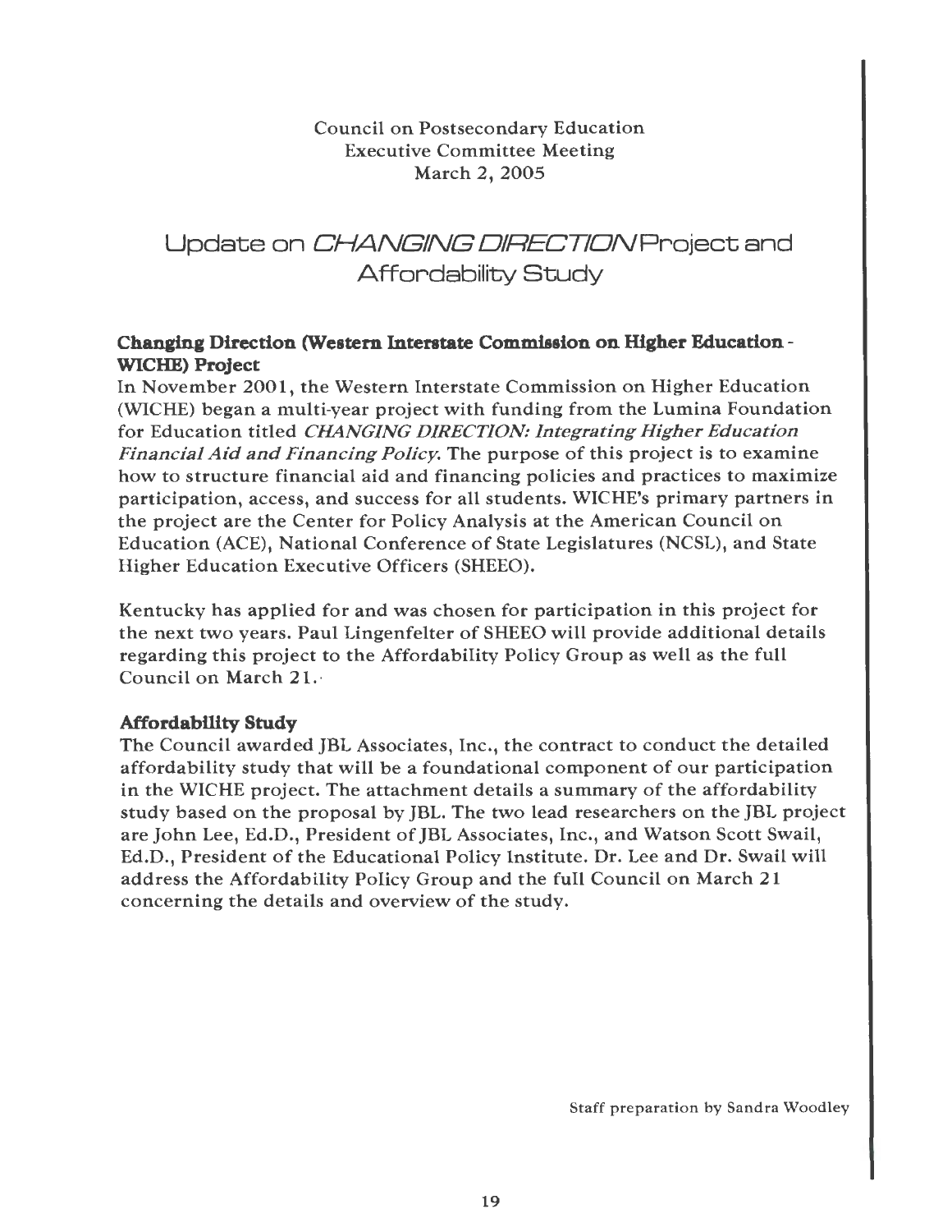Council on Postsecondary Education
Executive Committee Meeting
March 2, 2005

# Update on *CHANGING DIRECTION* Project and Affordability Study

## Changing Direction (Western Interstate Commission on Higher Education - WICHE) Project

In November 2001, the Western Interstate Commission on Higher Education (WICHE) began a multi-year project with funding from the Lumina Foundation for Education titled *CHANGING DIRECTION: Integrating Higher Education Financial Aid and Financing Policy.* The purpose of this project is to examine how to structure financial aid and financing policies and practices to maximize participation, access, and success for all students. WICHE's primary partners in the project are the Center for Policy Analysis at the American Council on Education (ACE), National Conference of State Legislatures (NCSL), and State Higher Education Executive Officers (SHEEO).

Kentucky has applied for and was chosen for participation in this project for the next two years. Paul Lingenfelter of SHEEO will provide additional details regarding this project to the Affordability Policy Group as well as the full Council on March 21.

## Affordability Study

The Council awarded JBL Associates, Inc., the contract to conduct the detailed affordability study that will be a foundational component of our participation in the WICHE project. The attachment details a summary of the affordability study based on the proposal by JBL. The two lead researchers on the JBL project are John Lee, Ed.D., President of JBL Associates, Inc., and Watson Scott Swail, Ed.D., President of the Educational Policy Institute. Dr. Lee and Dr. Swail will address the Affordability Policy Group and the full Council on March 21 concerning the details and overview of the study.

Staff preparation by Sandra Woodley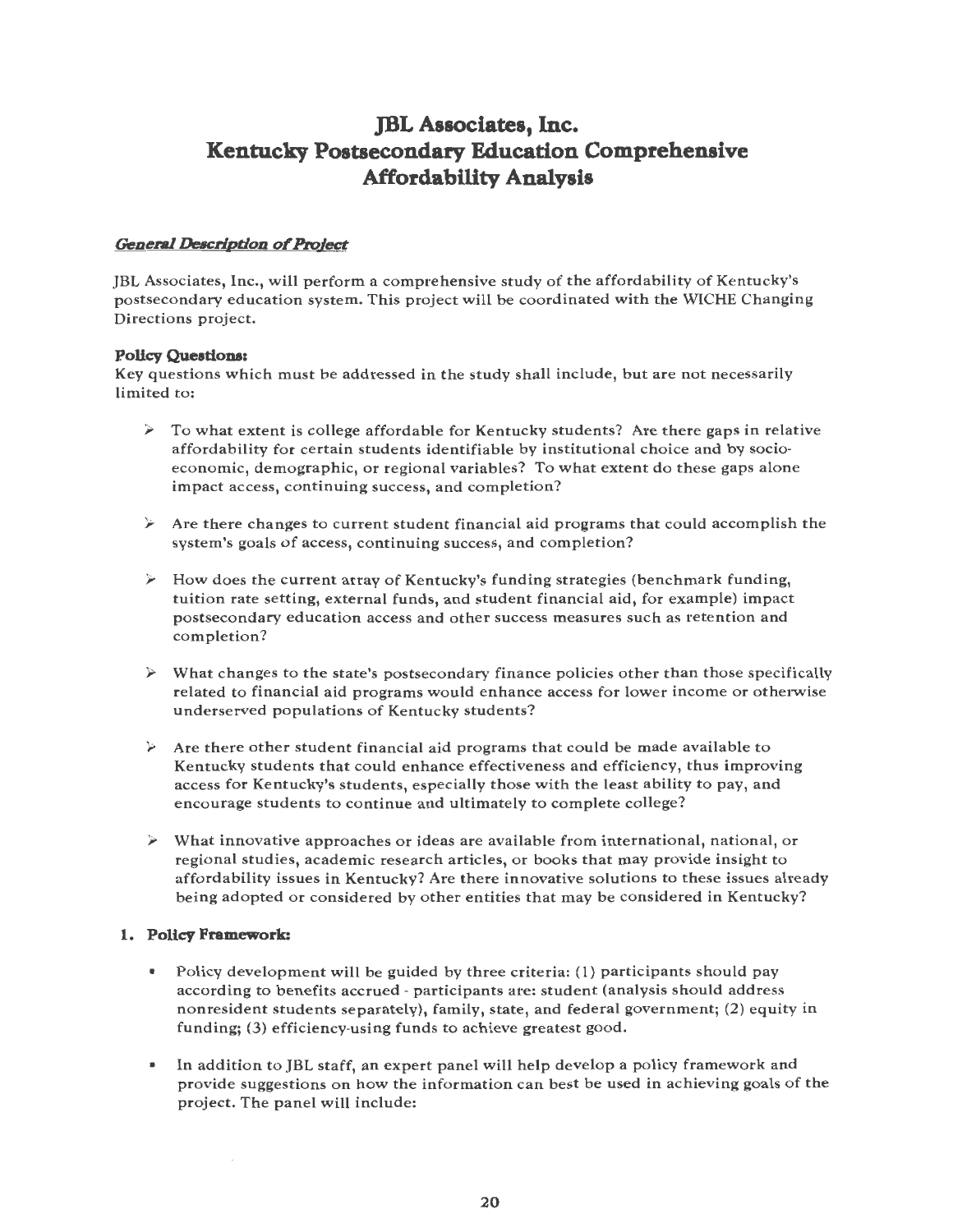# JBL Associates, Inc.
# Kentucky Postsecondary Education Comprehensive Affordability Analysis

### ***General Description of Project***

JBL Associates, Inc., will perform a comprehensive study of the affordability of Kentucky's postsecondary education system. This project will be coordinated with the WICHE Changing Directions project.

**Policy Questions:**
Key questions which must be addressed in the study shall include, but are not necessarily limited to:

- To what extent is college affordable for Kentucky students? Are there gaps in relative affordability for certain students identifiable by institutional choice and by socio-economic, demographic, or regional variables? To what extent do these gaps alone impact access, continuing success, and completion?

- Are there changes to current student financial aid programs that could accomplish the system's goals of access, continuing success, and completion?

- How does the current array of Kentucky's funding strategies (benchmark funding, tuition rate setting, external funds, and student financial aid, for example) impact postsecondary education access and other success measures such as retention and completion?

- What changes to the state's postsecondary finance policies other than those specifically related to financial aid programs would enhance access for lower income or otherwise underserved populations of Kentucky students?

- Are there other student financial aid programs that could be made available to Kentucky students that could enhance effectiveness and efficiency, thus improving access for Kentucky's students, especially those with the least ability to pay, and encourage students to continue and ultimately to complete college?

- What innovative approaches or ideas are available from international, national, or regional studies, academic research articles, or books that may provide insight to affordability issues in Kentucky? Are there innovative solutions to these issues already being adopted or considered by other entities that may be considered in Kentucky?

**1. Policy Framework:**

- Policy development will be guided by three criteria: (1) participants should pay according to benefits accrued - participants are: student (analysis should address nonresident students separately), family, state, and federal government; (2) equity in funding; (3) efficiency-using funds to achieve greatest good.

- In addition to JBL staff, an expert panel will help develop a policy framework and provide suggestions on how the information can best be used in achieving goals of the project. The panel will include: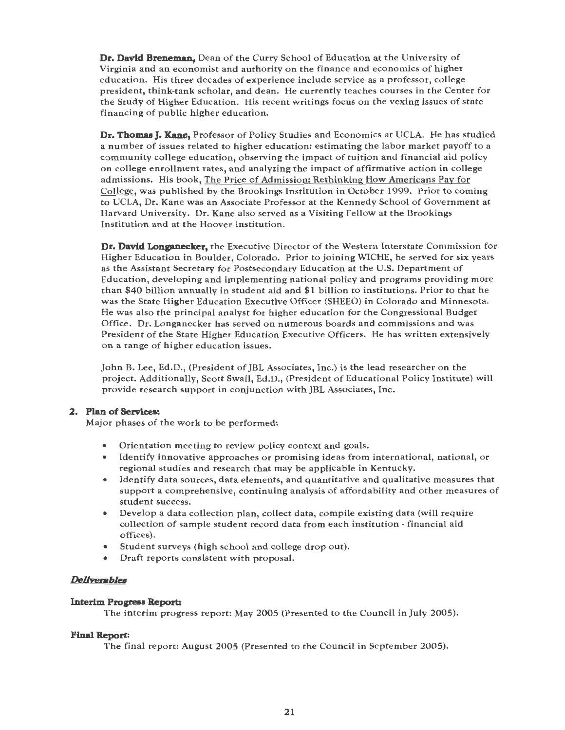**Dr. David Breneman,** Dean of the Curry School of Education at the University of Virginia and an economist and authority on the finance and economics of higher education. His three decades of experience include service as a professor, college president, think-tank scholar, and dean. He currently teaches courses in the Center for the Study of Higher Education. His recent writings focus on the vexing issues of state financing of public higher education.

**Dr. Thomas J. Kane,** Professor of Policy Studies and Economics at UCLA. He has studied a number of issues related to higher education: estimating the labor market payoff to a community college education, observing the impact of tuition and financial aid policy on college enrollment rates, and analyzing the impact of affirmative action in college admissions. His book, The Price of Admission: Rethinking How Americans Pay for College, was published by the Brookings Institution in October 1999. Prior to coming to UCLA, Dr. Kane was an Associate Professor at the Kennedy School of Government at Harvard University. Dr. Kane also served as a Visiting Fellow at the Brookings Institution and at the Hoover Institution.

**Dr. David Longanecker,** the Executive Director of the Western Interstate Commission for Higher Education in Boulder, Colorado. Prior to joining WICHE, he served for six years as the Assistant Secretary for Postsecondary Education at the U.S. Department of Education, developing and implementing national policy and programs providing more than $40 billion annually in student aid and $1 billion to institutions. Prior to that he was the State Higher Education Executive Officer (SHEEO) in Colorado and Minnesota. He was also the principal analyst for higher education for the Congressional Budget Office. Dr. Longanecker has served on numerous boards and commissions and was President of the State Higher Education Executive Officers. He has written extensively on a range of higher education issues.

John B. Lee, Ed.D., (President of JBL Associates, Inc.) is the lead researcher on the project. Additionally, Scott Swail, Ed.D., (President of Educational Policy Institute) will provide research support in conjunction with JBL Associates, Inc.

**2. Plan of Services:**

Major phases of the work to be performed:

- Orientation meeting to review policy context and goals.
- Identify innovative approaches or promising ideas from international, national, or regional studies and research that may be applicable in Kentucky.
- Identify data sources, data elements, and quantitative and qualitative measures that support a comprehensive, continuing analysis of affordability and other measures of student success.
- Develop a data collection plan, collect data, compile existing data (will require collection of sample student record data from each institution - financial aid offices).
- Student surveys (high school and college drop out).
- Draft reports consistent with proposal.

***Deliverables***

**Interim Progress Report:**

The interim progress report: May 2005 (Presented to the Council in July 2005).

**Final Report:**

The final report: August 2005 (Presented to the Council in September 2005).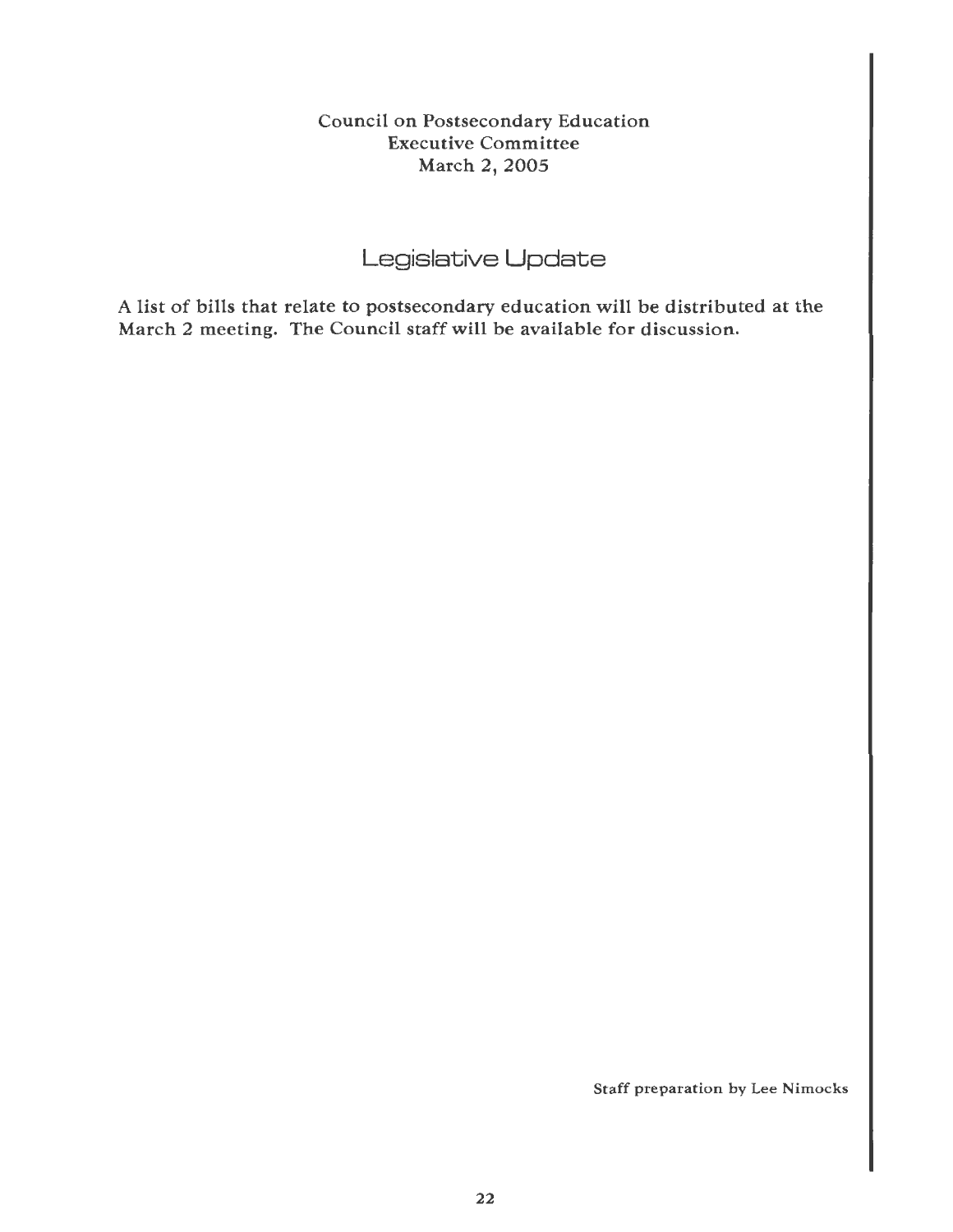Council on Postsecondary Education
Executive Committee
March 2, 2005

# Legislative Update

A list of bills that relate to postsecondary education will be distributed at the March 2 meeting. The Council staff will be available for discussion.

Staff preparation by Lee Nimocks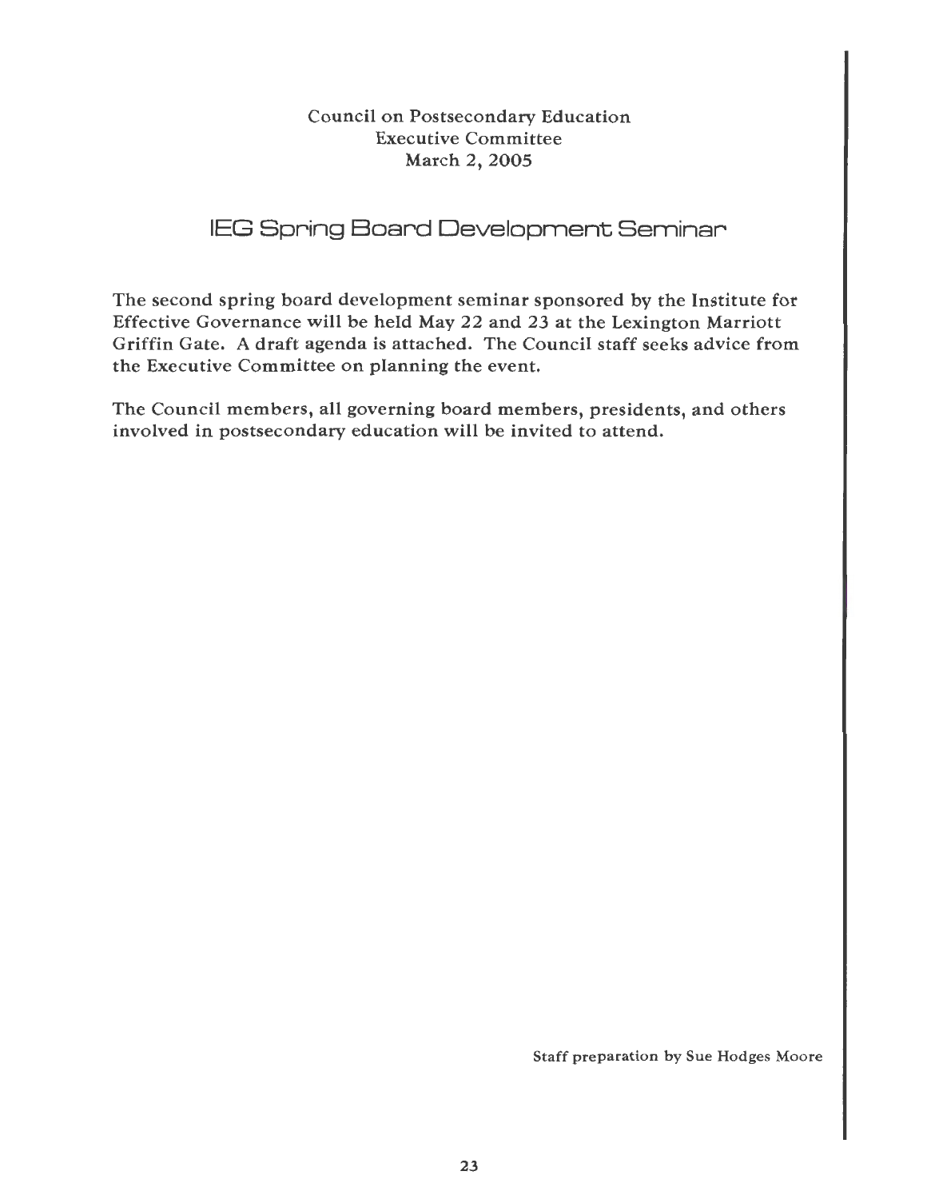Council on Postsecondary Education
Executive Committee
March 2, 2005

# IEG Spring Board Development Seminar

The second spring board development seminar sponsored by the Institute for Effective Governance will be held May 22 and 23 at the Lexington Marriott Griffin Gate. A draft agenda is attached. The Council staff seeks advice from the Executive Committee on planning the event.

The Council members, all governing board members, presidents, and others involved in postsecondary education will be invited to attend.

Staff preparation by Sue Hodges Moore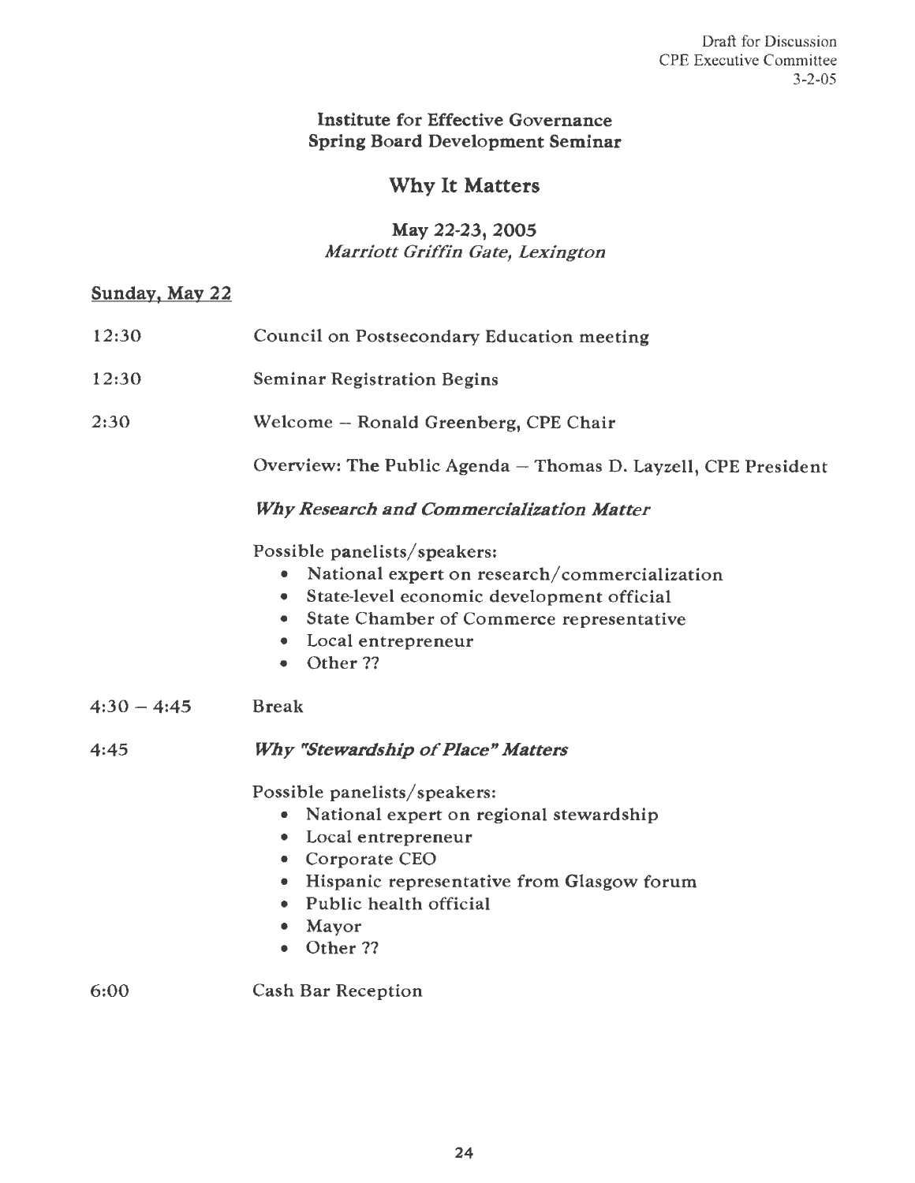Draft for Discussion
CPE Executive Committee
3-2-05

## Institute for Effective Governance
## Spring Board Development Seminar

# Why It Matters

### May 22-23, 2005
*Marriott Griffin Gate, Lexington*

**Sunday, May 22**

12:30 Council on Postsecondary Education meeting

12:30 Seminar Registration Begins

2:30 Welcome – Ronald Greenberg, CPE Chair

Overview: The Public Agenda – Thomas D. Layzell, CPE President

***Why Research and Commercialization Matter***

Possible panelists/speakers:

- National expert on research/commercialization
- State-level economic development official
- State Chamber of Commerce representative
- Local entrepreneur
- Other ??

4:30 – 4:45 Break

4:45 ***Why "Stewardship of Place" Matters***

Possible panelists/speakers:

- National expert on regional stewardship
- Local entrepreneur
- Corporate CEO
- Hispanic representative from Glasgow forum
- Public health official
- Mayor
- Other ??

6:00 Cash Bar Reception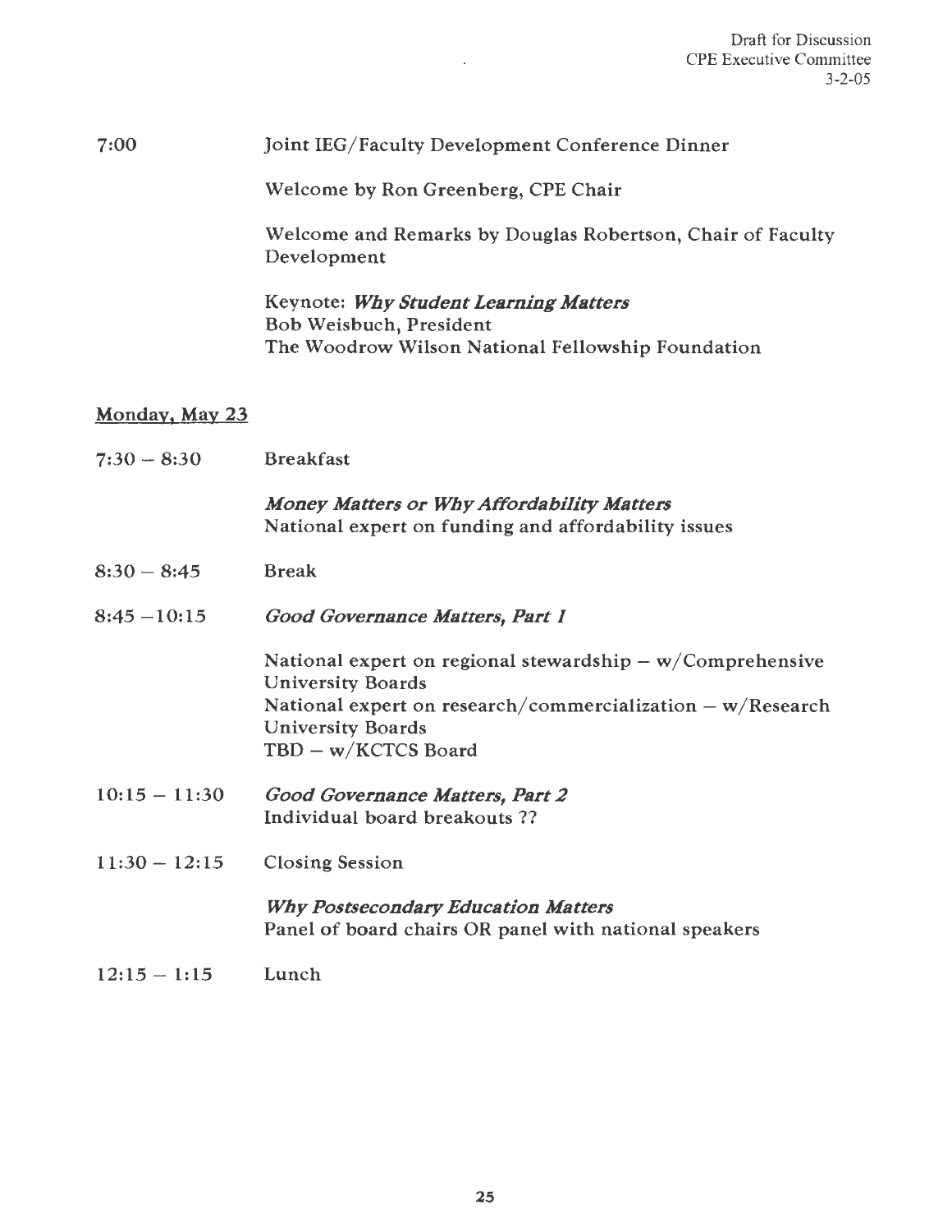Draft for Discussion
CPE Executive Committee
3-2-05

| | |
|---|---|
| 7:00 | Joint IEG/Faculty Development Conference Dinner |
| | Welcome by Ron Greenberg, CPE Chair |
| | Welcome and Remarks by Douglas Robertson, Chair of Faculty Development |
| | Keynote: ***Why Student Learning Matters***<br>Bob Weisbuch, President<br>The Woodrow Wilson National Fellowship Foundation |

**Monday, May 23**

| | |
|---|---|
| 7:30 – 8:30 | Breakfast |
| | ***Money Matters or Why Affordability Matters***<br>National expert on funding and affordability issues |
| 8:30 – 8:45 | Break |
| 8:45 –10:15 | *Good Governance Matters, Part 1* |
| | National expert on regional stewardship – w/Comprehensive University Boards<br>National expert on research/commercialization – w/Research University Boards<br>TBD – w/KCTCS Board |
| 10:15 – 11:30 | *Good Governance Matters, Part 2*<br>Individual board breakouts ?? |
| 11:30 – 12:15 | Closing Session |
| | ***Why Postsecondary Education Matters***<br>Panel of board chairs OR panel with national speakers |
| 12:15 – 1:15 | Lunch |